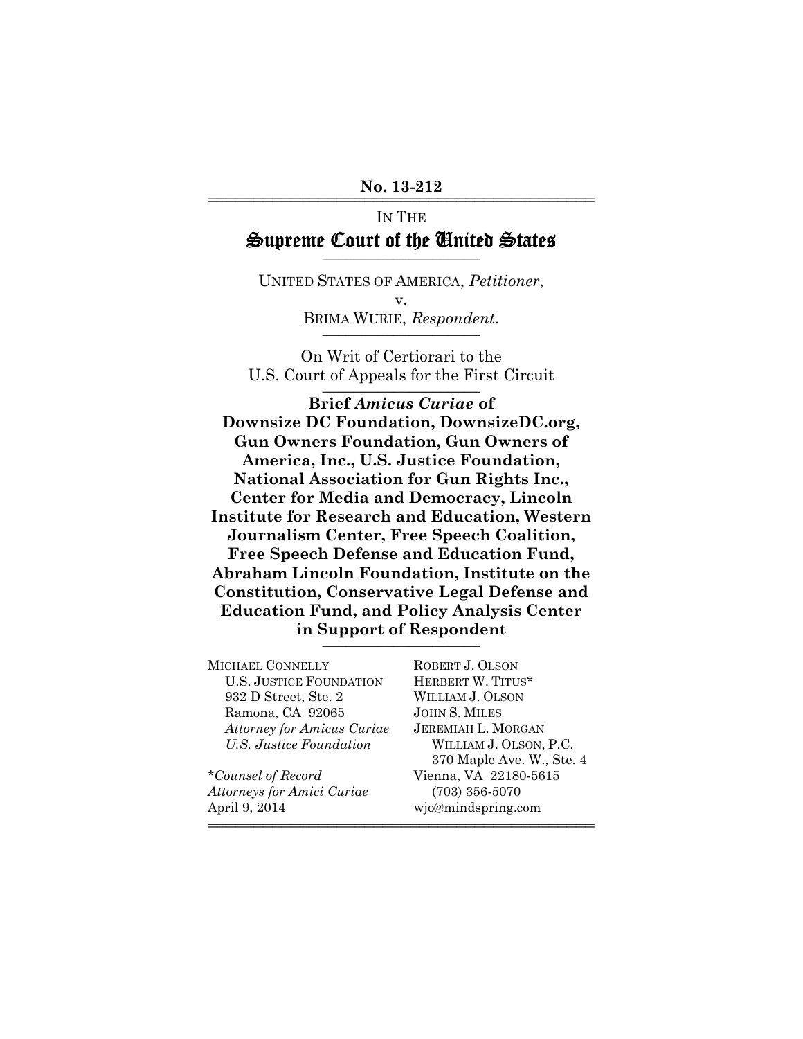No. 13-212

IN THE

# Supreme Court of the United States

UNITED STATES OF AMERICA, *Petitioner*,

v.

BRIMA WURIE, *Respondent*.

On Writ of Certiorari to the
U.S. Court of Appeals for the First Circuit

**Brief *Amicus Curiae* of
Downsize DC Foundation, DownsizeDC.org, Gun Owners Foundation, Gun Owners of America, Inc., U.S. Justice Foundation, National Association for Gun Rights Inc., Center for Media and Democracy, Lincoln Institute for Research and Education, Western Journalism Center, Free Speech Coalition, Free Speech Defense and Education Fund, Abraham Lincoln Foundation, Institute on the Constitution, Conservative Legal Defense and Education Fund, and Policy Analysis Center in Support of Respondent**

MICHAEL CONNELLY
U.S. JUSTICE FOUNDATION
932 D Street, Ste. 2
Ramona, CA 92065
*Attorney for Amicus Curiae U.S. Justice Foundation*

ROBERT J. OLSON
HERBERT W. TITUS*
WILLIAM J. OLSON
JOHN S. MILES
JEREMIAH L. MORGAN
WILLIAM J. OLSON, P.C.
370 Maple Ave. W., Ste. 4
Vienna, VA 22180-5615
(703) 356-5070
wjo@mindspring.com

*\*Counsel of Record*
*Attorneys for Amici Curiae*
April 9, 2014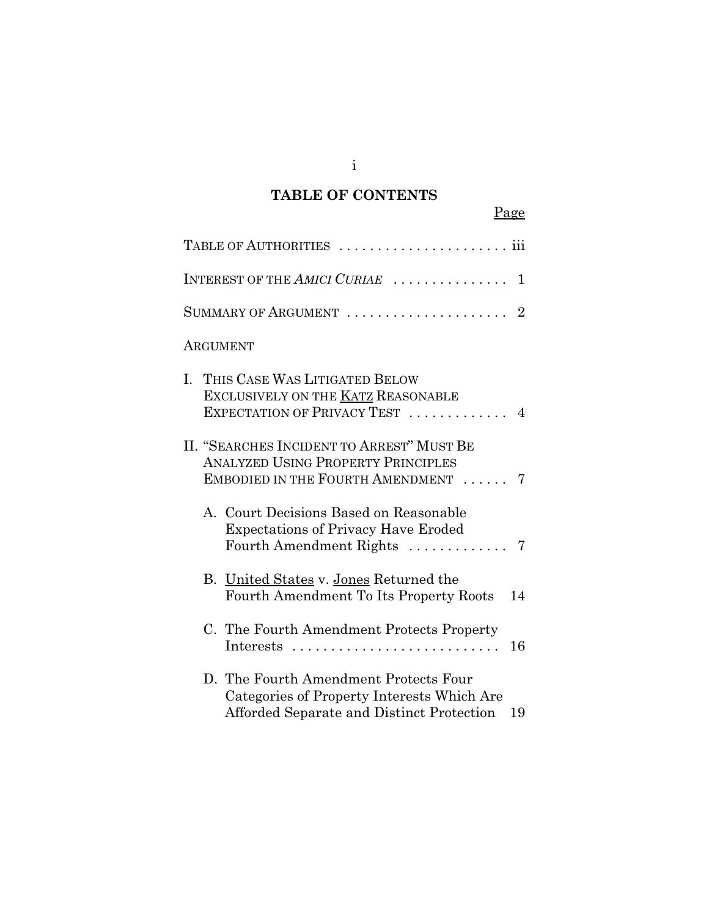# TABLE OF CONTENTS

| | Page |
|---|---|
| TABLE OF AUTHORITIES | iii |
| INTEREST OF THE *AMICI CURIAE* | 1 |
| SUMMARY OF ARGUMENT | 2 |
| ARGUMENT | |
| I. THIS CASE WAS LITIGATED BELOW EXCLUSIVELY ON THE KATZ REASONABLE EXPECTATION OF PRIVACY TEST | 4 |
| II. "SEARCHES INCIDENT TO ARREST" MUST BE ANALYZED USING PROPERTY PRINCIPLES EMBODIED IN THE FOURTH AMENDMENT | 7 |
| A. Court Decisions Based on Reasonable Expectations of Privacy Have Eroded Fourth Amendment Rights | 7 |
| B. United States v. Jones Returned the Fourth Amendment To Its Property Roots | 14 |
| C. The Fourth Amendment Protects Property Interests | 16 |
| D. The Fourth Amendment Protects Four Categories of Property Interests Which Are Afforded Separate and Distinct Protection | 19 |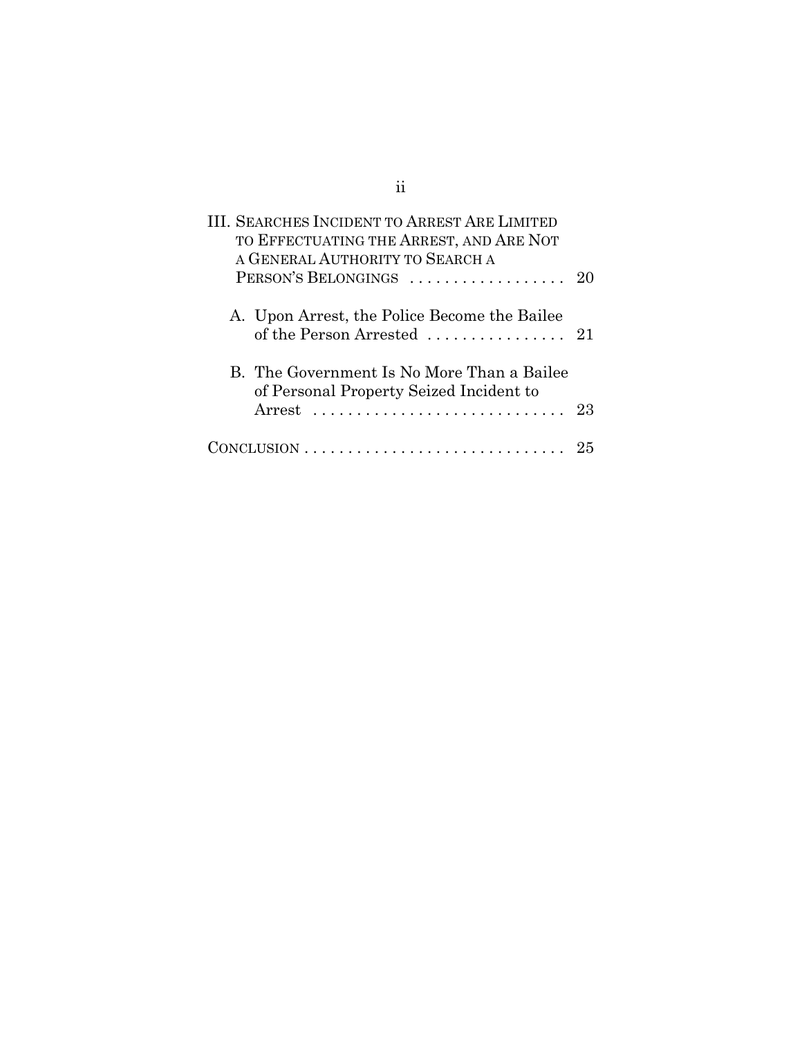III. SEARCHES INCIDENT TO ARREST ARE LIMITED TO EFFECTUATING THE ARREST, AND ARE NOT A GENERAL AUTHORITY TO SEARCH A PERSON'S BELONGINGS . . . . . . . . . . . . . . . . . . 20

A. Upon Arrest, the Police Become the Bailee of the Person Arrested . . . . . . . . . . . . . . . . 21

B. The Government Is No More Than a Bailee of Personal Property Seized Incident to Arrest . . . . . . . . . . . . . . . . . . . . . . . . . . . . . 23

CONCLUSION . . . . . . . . . . . . . . . . . . . . . . . . . . . . . . 25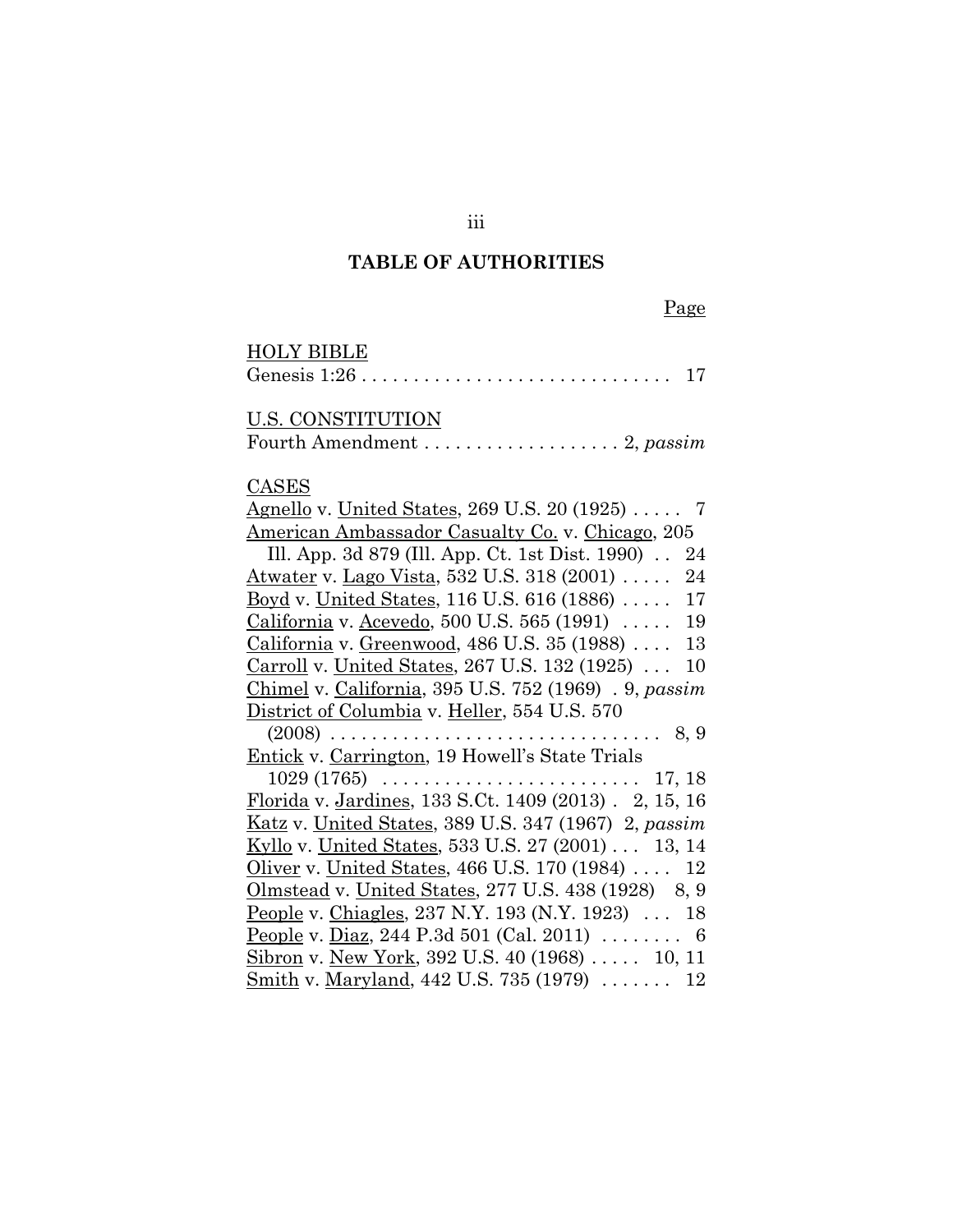# TABLE OF AUTHORITIES

Page

HOLY BIBLE

Genesis 1:26 . . . . . . . . . . . . . . . . . . . . . . . . . . . . . . 17

U.S. CONSTITUTION

Fourth Amendment . . . . . . . . . . . . . . . . . . . 2, *passim*

CASES

Agnello v. United States, 269 U.S. 20 (1925) . . . . . 7

American Ambassador Casualty Co. v. Chicago, 205 Ill. App. 3d 879 (Ill. App. Ct. 1st Dist. 1990) . . 24

Atwater v. Lago Vista, 532 U.S. 318 (2001) . . . . . 24

Boyd v. United States, 116 U.S. 616 (1886) . . . . . 17

California v. Acevedo, 500 U.S. 565 (1991) . . . . . 19

California v. Greenwood, 486 U.S. 35 (1988) . . . . 13

Carroll v. United States, 267 U.S. 132 (1925) . . . 10

Chimel v. California, 395 U.S. 752 (1969) . 9, *passim*

District of Columbia v. Heller, 554 U.S. 570 (2008) . . . . . . . . . . . . . . . . . . . . . . . . . . . . . . . . 8, 9

Entick v. Carrington, 19 Howell's State Trials 1029 (1765) . . . . . . . . . . . . . . . . . . . . . . . . 17, 18

Florida v. Jardines, 133 S.Ct. 1409 (2013) . 2, 15, 16

Katz v. United States, 389 U.S. 347 (1967) 2, *passim*

Kyllo v. United States, 533 U.S. 27 (2001) . . . 13, 14

Oliver v. United States, 466 U.S. 170 (1984) . . . . 12

Olmstead v. United States, 277 U.S. 438 (1928) 8, 9

People v. Chiagles, 237 N.Y. 193 (N.Y. 1923) . . . 18

People v. Diaz, 244 P.3d 501 (Cal. 2011) . . . . . . . . 6

Sibron v. New York, 392 U.S. 40 (1968) . . . . . 10, 11

Smith v. Maryland, 442 U.S. 735 (1979) . . . . . . . 12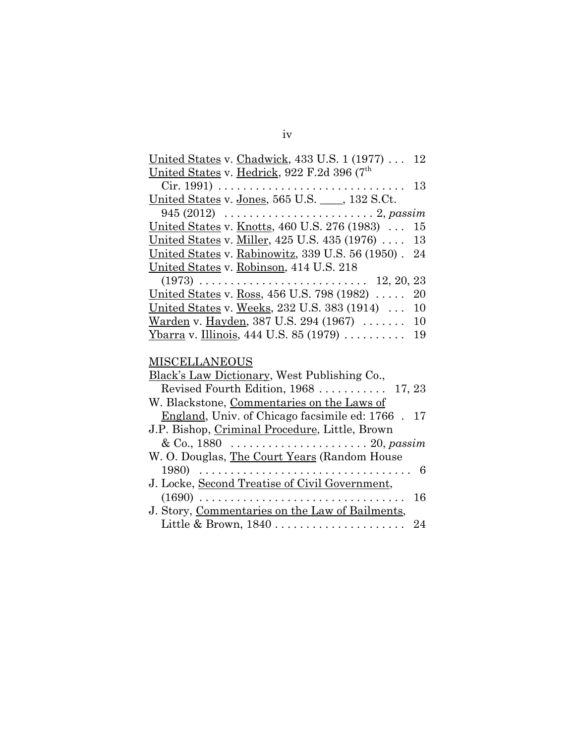United States v. Chadwick, 433 U.S. 1 (1977) . . . 12

United States v. Hedrick, 922 F.2d 396 (7th Cir. 1991) . . . . . . . . . . . . . . . . . . . . . . . . . . . . . . 13

United States v. Jones, 565 U.S. ____, 132 S.Ct. 945 (2012) . . . . . . . . . . . . . . . . . . . . . . . . 2, *passim*

United States v. Knotts, 460 U.S. 276 (1983) . . . 15

United States v. Miller, 425 U.S. 435 (1976) . . . . 13

United States v. Rabinowitz, 339 U.S. 56 (1950) . 24

United States v. Robinson, 414 U.S. 218 (1973) . . . . . . . . . . . . . . . . . . . . . . . . . . . 12, 20, 23

United States v. Ross, 456 U.S. 798 (1982) . . . . . 20

United States v. Weeks, 232 U.S. 383 (1914) . . . 10

Warden v. Hayden, 387 U.S. 294 (1967) . . . . . . . 10

Ybarra v. Illinois, 444 U.S. 85 (1979) . . . . . . . . . . 19

MISCELLANEOUS

Black's Law Dictionary, West Publishing Co., Revised Fourth Edition, 1968 . . . . . . . . . . . 17, 23

W. Blackstone, Commentaries on the Laws of England, Univ. of Chicago facsimile ed: 1766 . 17

J.P. Bishop, Criminal Procedure, Little, Brown & Co., 1880 . . . . . . . . . . . . . . . . . . . . . . . 20, *passim*

W. O. Douglas, The Court Years (Random House 1980) . . . . . . . . . . . . . . . . . . . . . . . . . . . . . . . . . . 6

J. Locke, Second Treatise of Civil Government, (1690) . . . . . . . . . . . . . . . . . . . . . . . . . . . . . . . . . 16

J. Story, Commentaries on the Law of Bailments, Little & Brown, 1840 . . . . . . . . . . . . . . . . . . . . . 24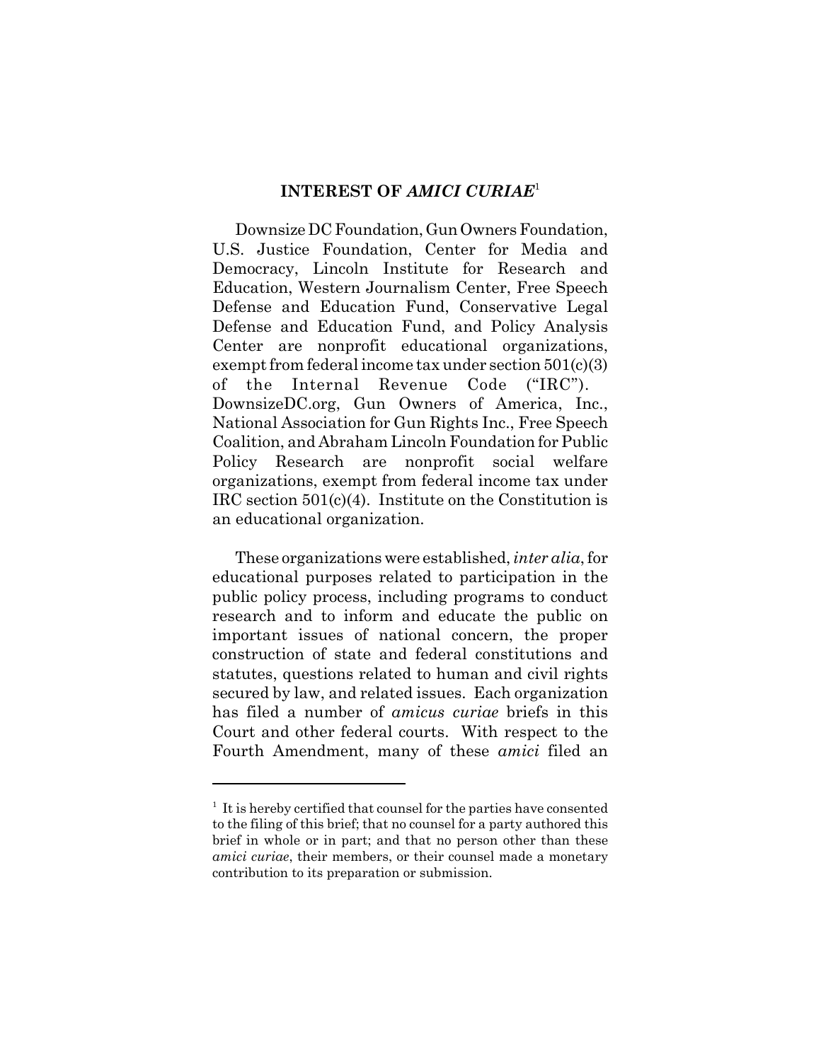## INTEREST OF *AMICI CURIAE*[1]

Downsize DC Foundation, Gun Owners Foundation, U.S. Justice Foundation, Center for Media and Democracy, Lincoln Institute for Research and Education, Western Journalism Center, Free Speech Defense and Education Fund, Conservative Legal Defense and Education Fund, and Policy Analysis Center are nonprofit educational organizations, exempt from federal income tax under section 501(c)(3) of the Internal Revenue Code ("IRC"). DownsizeDC.org, Gun Owners of America, Inc., National Association for Gun Rights Inc., Free Speech Coalition, and Abraham Lincoln Foundation for Public Policy Research are nonprofit social welfare organizations, exempt from federal income tax under IRC section 501(c)(4). Institute on the Constitution is an educational organization.

These organizations were established, *inter alia*, for educational purposes related to participation in the public policy process, including programs to conduct research and to inform and educate the public on important issues of national concern, the proper construction of state and federal constitutions and statutes, questions related to human and civil rights secured by law, and related issues. Each organization has filed a number of *amicus curiae* briefs in this Court and other federal courts. With respect to the Fourth Amendment, many of these *amici* filed an

---

[1] It is hereby certified that counsel for the parties have consented to the filing of this brief; that no counsel for a party authored this brief in whole or in part; and that no person other than these *amici curiae*, their members, or their counsel made a monetary contribution to its preparation or submission.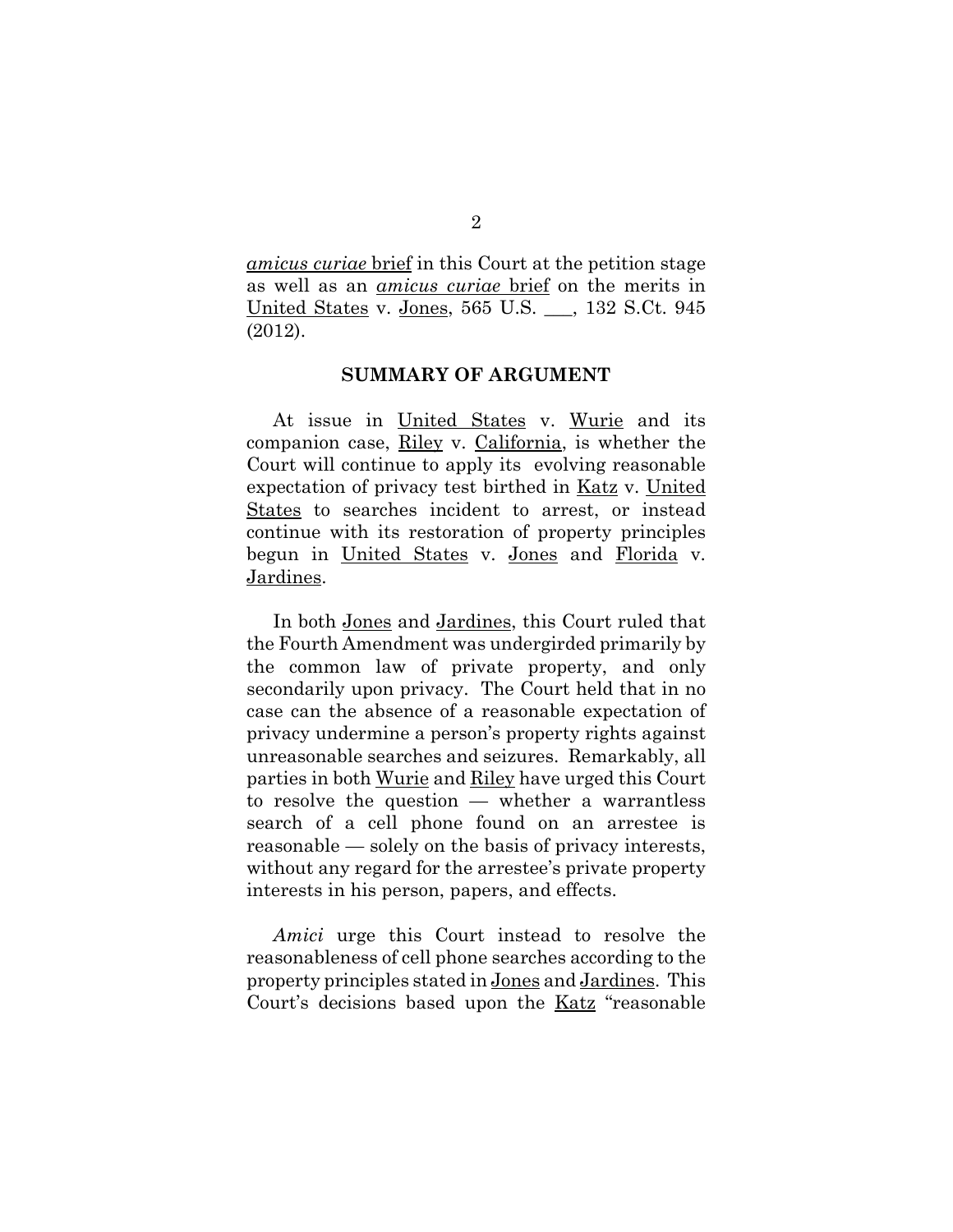*amicus curiae* brief in this Court at the petition stage as well as an *amicus curiae* brief on the merits in United States v. Jones, 565 U.S. ___, 132 S.Ct. 945 (2012).

## SUMMARY OF ARGUMENT

At issue in United States v. Wurie and its companion case, Riley v. California, is whether the Court will continue to apply its evolving reasonable expectation of privacy test birthed in Katz v. United States to searches incident to arrest, or instead continue with its restoration of property principles begun in United States v. Jones and Florida v. Jardines.

In both Jones and Jardines, this Court ruled that the Fourth Amendment was undergirded primarily by the common law of private property, and only secondarily upon privacy. The Court held that in no case can the absence of a reasonable expectation of privacy undermine a person's property rights against unreasonable searches and seizures. Remarkably, all parties in both Wurie and Riley have urged this Court to resolve the question — whether a warrantless search of a cell phone found on an arrestee is reasonable — solely on the basis of privacy interests, without any regard for the arrestee's private property interests in his person, papers, and effects.

*Amici* urge this Court instead to resolve the reasonableness of cell phone searches according to the property principles stated in Jones and Jardines. This Court's decisions based upon the Katz "reasonable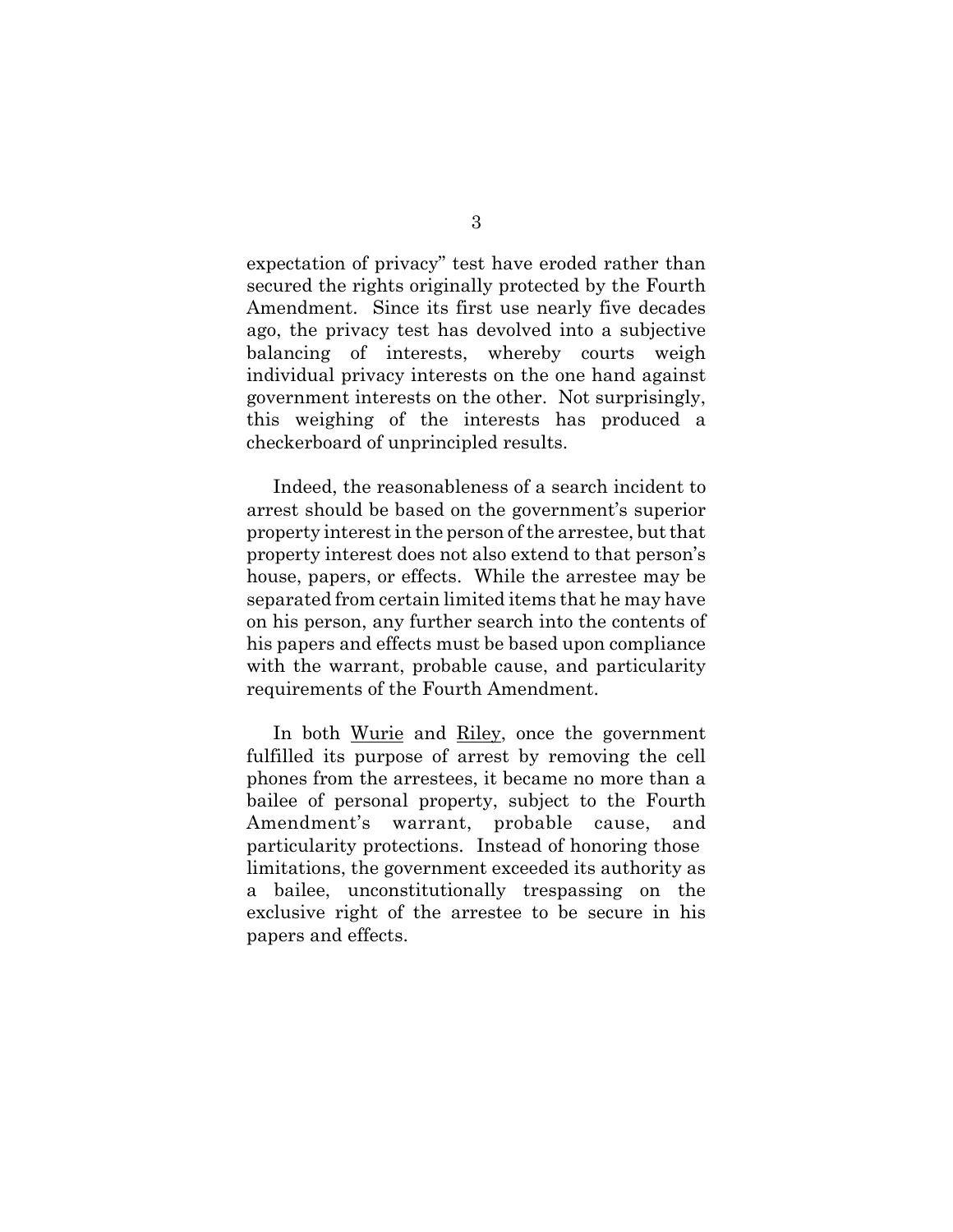expectation of privacy" test have eroded rather than secured the rights originally protected by the Fourth Amendment. Since its first use nearly five decades ago, the privacy test has devolved into a subjective balancing of interests, whereby courts weigh individual privacy interests on the one hand against government interests on the other. Not surprisingly, this weighing of the interests has produced a checkerboard of unprincipled results.

Indeed, the reasonableness of a search incident to arrest should be based on the government's superior property interest in the person of the arrestee, but that property interest does not also extend to that person's house, papers, or effects. While the arrestee may be separated from certain limited items that he may have on his person, any further search into the contents of his papers and effects must be based upon compliance with the warrant, probable cause, and particularity requirements of the Fourth Amendment.

In both Wurie and Riley, once the government fulfilled its purpose of arrest by removing the cell phones from the arrestees, it became no more than a bailee of personal property, subject to the Fourth Amendment's warrant, probable cause, and particularity protections. Instead of honoring those limitations, the government exceeded its authority as a bailee, unconstitutionally trespassing on the exclusive right of the arrestee to be secure in his papers and effects.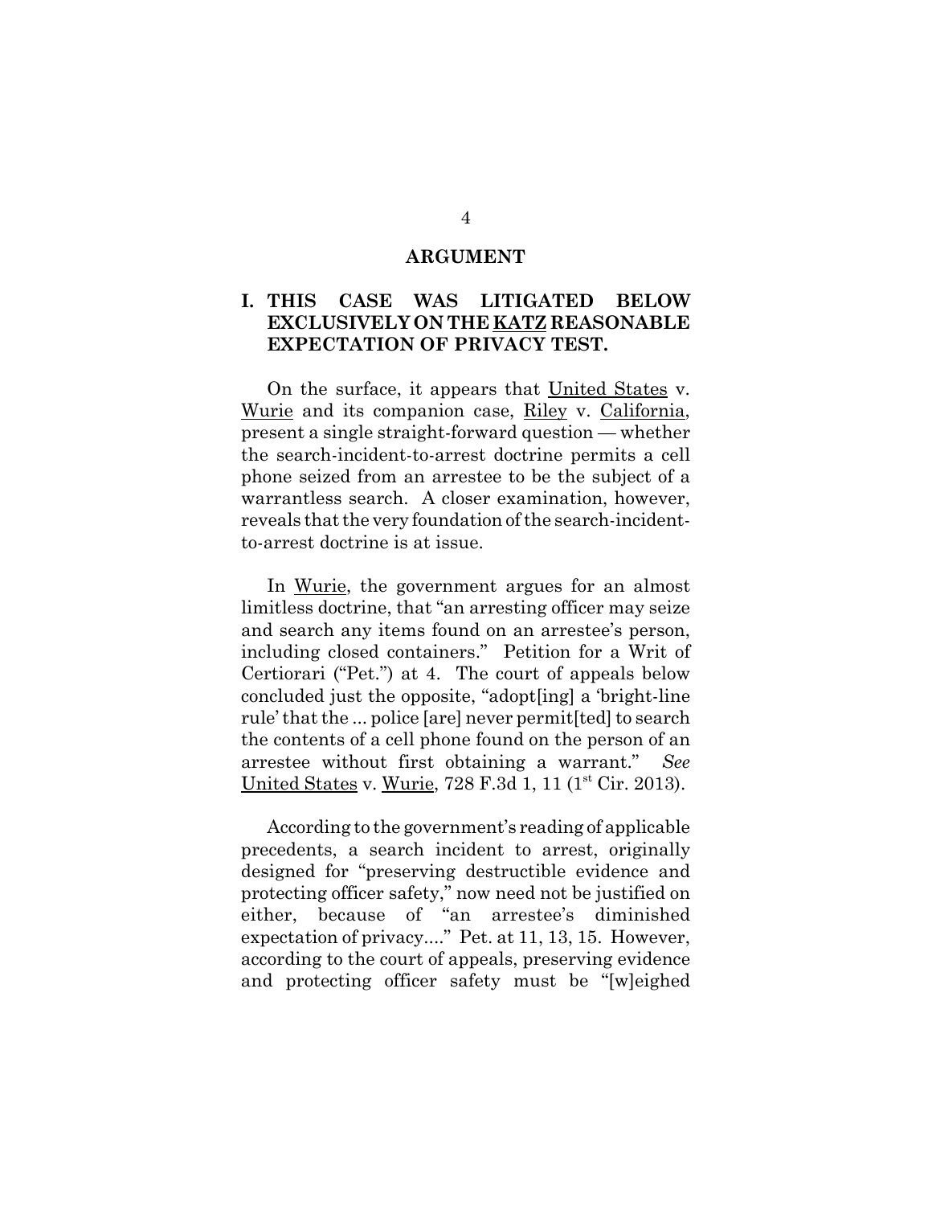## ARGUMENT

### I. THIS CASE WAS LITIGATED BELOW EXCLUSIVELY ON THE KATZ REASONABLE EXPECTATION OF PRIVACY TEST.

On the surface, it appears that United States v. Wurie and its companion case, Riley v. California, present a single straight-forward question — whether the search-incident-to-arrest doctrine permits a cell phone seized from an arrestee to be the subject of a warrantless search. A closer examination, however, reveals that the very foundation of the search-incident-to-arrest doctrine is at issue.

In Wurie, the government argues for an almost limitless doctrine, that "an arresting officer may seize and search any items found on an arrestee's person, including closed containers." Petition for a Writ of Certiorari ("Pet.") at 4. The court of appeals below concluded just the opposite, "adopt[ing] a 'bright-line rule' that the ... police [are] never permit[ted] to search the contents of a cell phone found on the person of an arrestee without first obtaining a warrant." *See* United States v. Wurie, 728 F.3d 1, 11 (1st Cir. 2013).

According to the government's reading of applicable precedents, a search incident to arrest, originally designed for "preserving destructible evidence and protecting officer safety," now need not be justified on either, because of "an arrestee's diminished expectation of privacy...." Pet. at 11, 13, 15. However, according to the court of appeals, preserving evidence and protecting officer safety must be "[w]eighed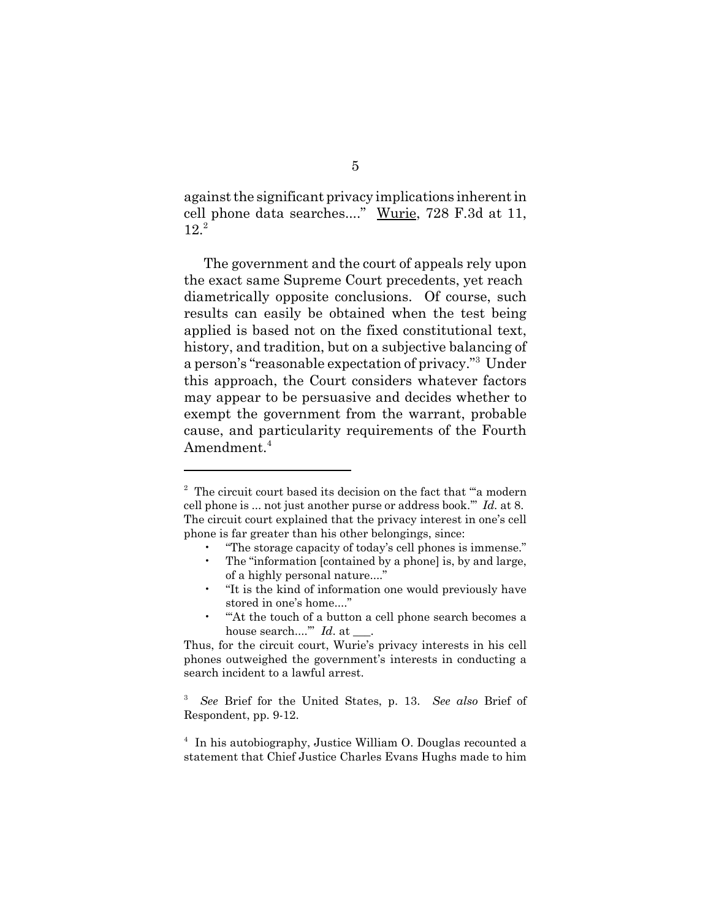against the significant privacy implications inherent in cell phone data searches...." Wurie, 728 F.3d at 11, 12.[2]

The government and the court of appeals rely upon the exact same Supreme Court precedents, yet reach diametrically opposite conclusions. Of course, such results can easily be obtained when the test being applied is based not on the fixed constitutional text, history, and tradition, but on a subjective balancing of a person's "reasonable expectation of privacy."[3] Under this approach, the Court considers whatever factors may appear to be persuasive and decides whether to exempt the government from the warrant, probable cause, and particularity requirements of the Fourth Amendment.[4]

---

[2] The circuit court based its decision on the fact that "'a modern cell phone is ... not just another purse or address book.'" *Id.* at 8. The circuit court explained that the privacy interest in one's cell phone is far greater than his other belongings, since:

- "The storage capacity of today's cell phones is immense."
- The "information [contained by a phone] is, by and large, of a highly personal nature...."
- "It is the kind of information one would previously have stored in one's home...."
- "'At the touch of a button a cell phone search becomes a house search....'" *Id*. at ___.

Thus, for the circuit court, Wurie's privacy interests in his cell phones outweighed the government's interests in conducting a search incident to a lawful arrest.

[3] *See* Brief for the United States, p. 13. *See also* Brief of Respondent, pp. 9-12.

[4] In his autobiography, Justice William O. Douglas recounted a statement that Chief Justice Charles Evans Hughs made to him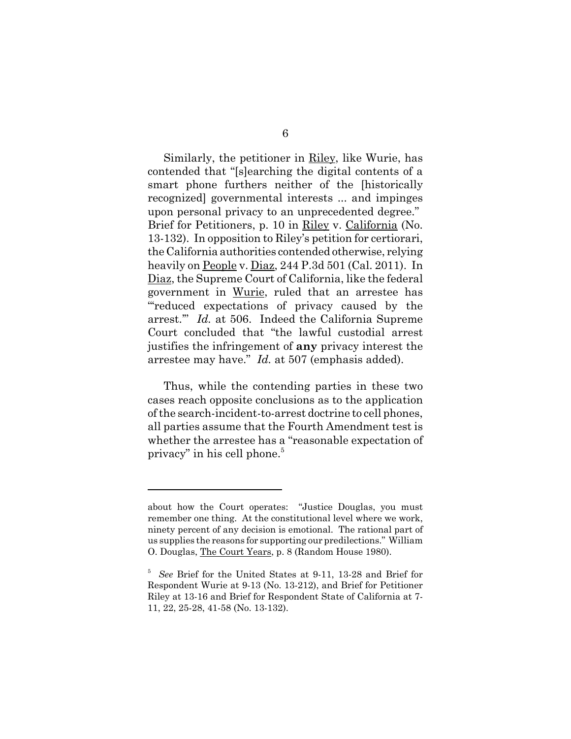Similarly, the petitioner in Riley, like Wurie, has contended that "[s]earching the digital contents of a smart phone furthers neither of the [historically recognized] governmental interests ... and impinges upon personal privacy to an unprecedented degree." Brief for Petitioners, p. 10 in Riley v. California (No. 13-132). In opposition to Riley's petition for certiorari, the California authorities contended otherwise, relying heavily on People v. Diaz, 244 P.3d 501 (Cal. 2011). In Diaz, the Supreme Court of California, like the federal government in Wurie, ruled that an arrestee has "'reduced expectations of privacy caused by the arrest.'" *Id.* at 506. Indeed the California Supreme Court concluded that "the lawful custodial arrest justifies the infringement of **any** privacy interest the arrestee may have." *Id.* at 507 (emphasis added).

Thus, while the contending parties in these two cases reach opposite conclusions as to the application of the search-incident-to-arrest doctrine to cell phones, all parties assume that the Fourth Amendment test is whether the arrestee has a "reasonable expectation of privacy" in his cell phone.[5]

---

about how the Court operates: "Justice Douglas, you must remember one thing. At the constitutional level where we work, ninety percent of any decision is emotional. The rational part of us supplies the reasons for supporting our predilections." William O. Douglas, The Court Years, p. 8 (Random House 1980).

[5] *See* Brief for the United States at 9-11, 13-28 and Brief for Respondent Wurie at 9-13 (No. 13-212), and Brief for Petitioner Riley at 13-16 and Brief for Respondent State of California at 7-11, 22, 25-28, 41-58 (No. 13-132).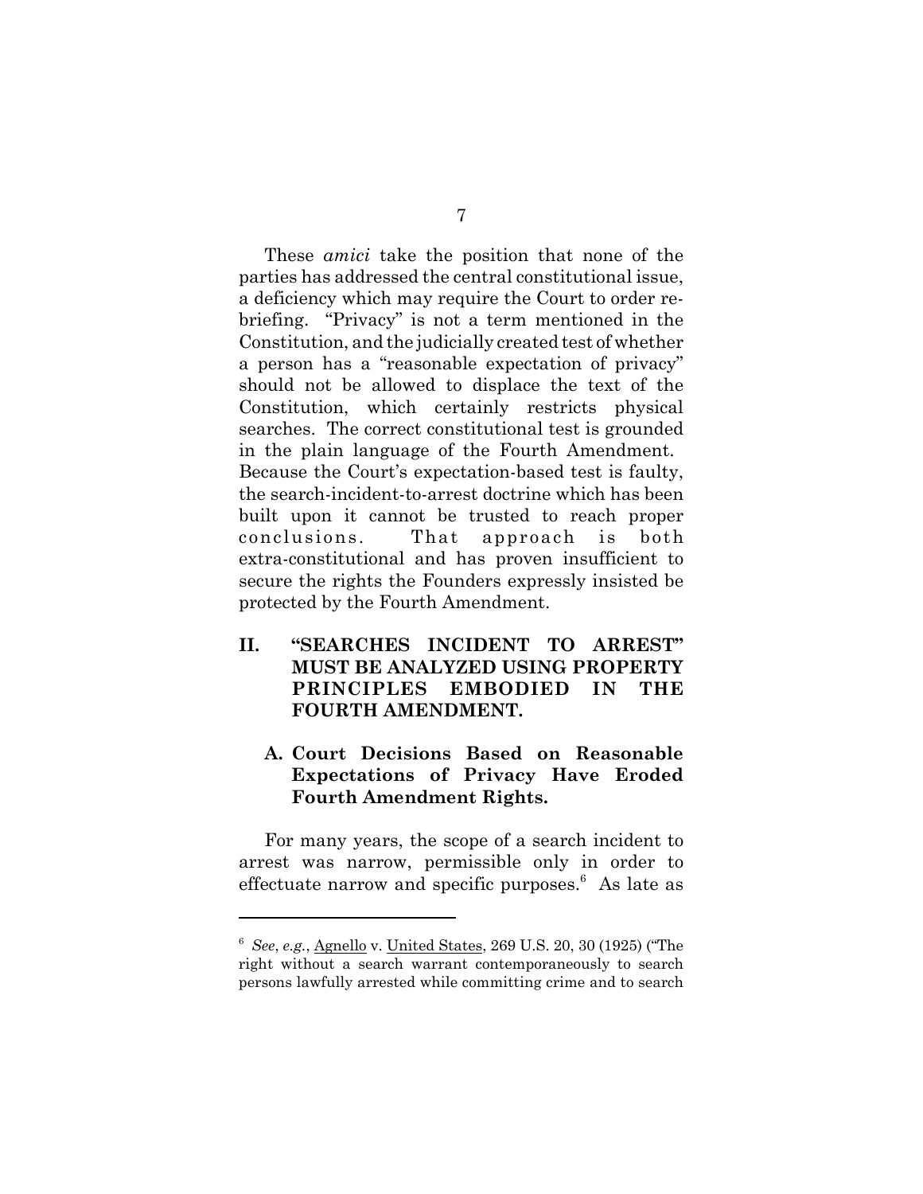These *amici* take the position that none of the parties has addressed the central constitutional issue, a deficiency which may require the Court to order re-briefing. "Privacy" is not a term mentioned in the Constitution, and the judicially created test of whether a person has a "reasonable expectation of privacy" should not be allowed to displace the text of the Constitution, which certainly restricts physical searches. The correct constitutional test is grounded in the plain language of the Fourth Amendment. Because the Court's expectation-based test is faulty, the search-incident-to-arrest doctrine which has been built upon it cannot be trusted to reach proper conclusions. That approach is both extra-constitutional and has proven insufficient to secure the rights the Founders expressly insisted be protected by the Fourth Amendment.

## II. "SEARCHES INCIDENT TO ARREST" MUST BE ANALYZED USING PROPERTY PRINCIPLES EMBODIED IN THE FOURTH AMENDMENT.

### A. Court Decisions Based on Reasonable Expectations of Privacy Have Eroded Fourth Amendment Rights.

For many years, the scope of a search incident to arrest was narrow, permissible only in order to effectuate narrow and specific purposes.[6] As late as

---

[6] *See*, *e.g.*, Agnello v. United States, 269 U.S. 20, 30 (1925) ("The right without a search warrant contemporaneously to search persons lawfully arrested while committing crime and to search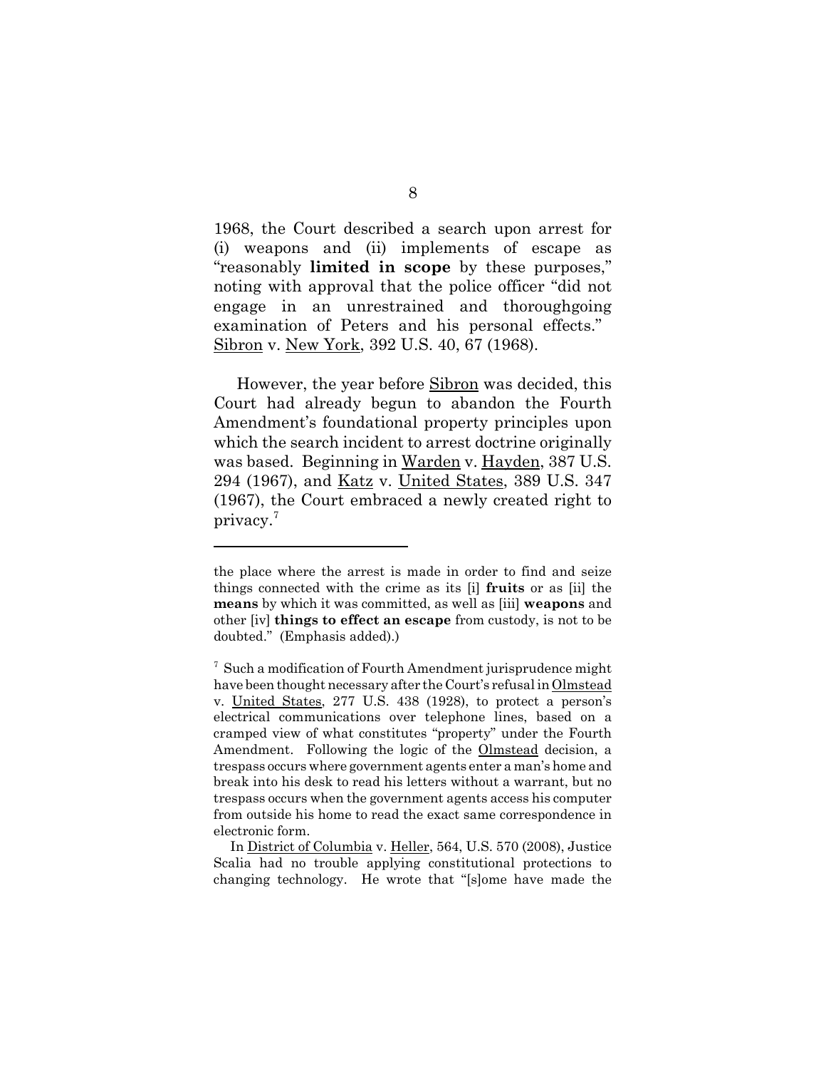1968, the Court described a search upon arrest for (i) weapons and (ii) implements of escape as "reasonably **limited in scope** by these purposes," noting with approval that the police officer "did not engage in an unrestrained and thoroughgoing examination of Peters and his personal effects." Sibron v. New York, 392 U.S. 40, 67 (1968).

However, the year before Sibron was decided, this Court had already begun to abandon the Fourth Amendment's foundational property principles upon which the search incident to arrest doctrine originally was based. Beginning in Warden v. Hayden, 387 U.S. 294 (1967), and Katz v. United States, 389 U.S. 347 (1967), the Court embraced a newly created right to privacy.[7]

---

the place where the arrest is made in order to find and seize things connected with the crime as its [i] **fruits** or as [ii] the **means** by which it was committed, as well as [iii] **weapons** and other [iv] **things to effect an escape** from custody, is not to be doubted." (Emphasis added).)

[7] Such a modification of Fourth Amendment jurisprudence might have been thought necessary after the Court's refusal in Olmstead v. United States, 277 U.S. 438 (1928), to protect a person's electrical communications over telephone lines, based on a cramped view of what constitutes "property" under the Fourth Amendment. Following the logic of the Olmstead decision, a trespass occurs where government agents enter a man's home and break into his desk to read his letters without a warrant, but no trespass occurs when the government agents access his computer from outside his home to read the exact same correspondence in electronic form.

In District of Columbia v. Heller, 564, U.S. 570 (2008), Justice Scalia had no trouble applying constitutional protections to changing technology. He wrote that "[s]ome have made the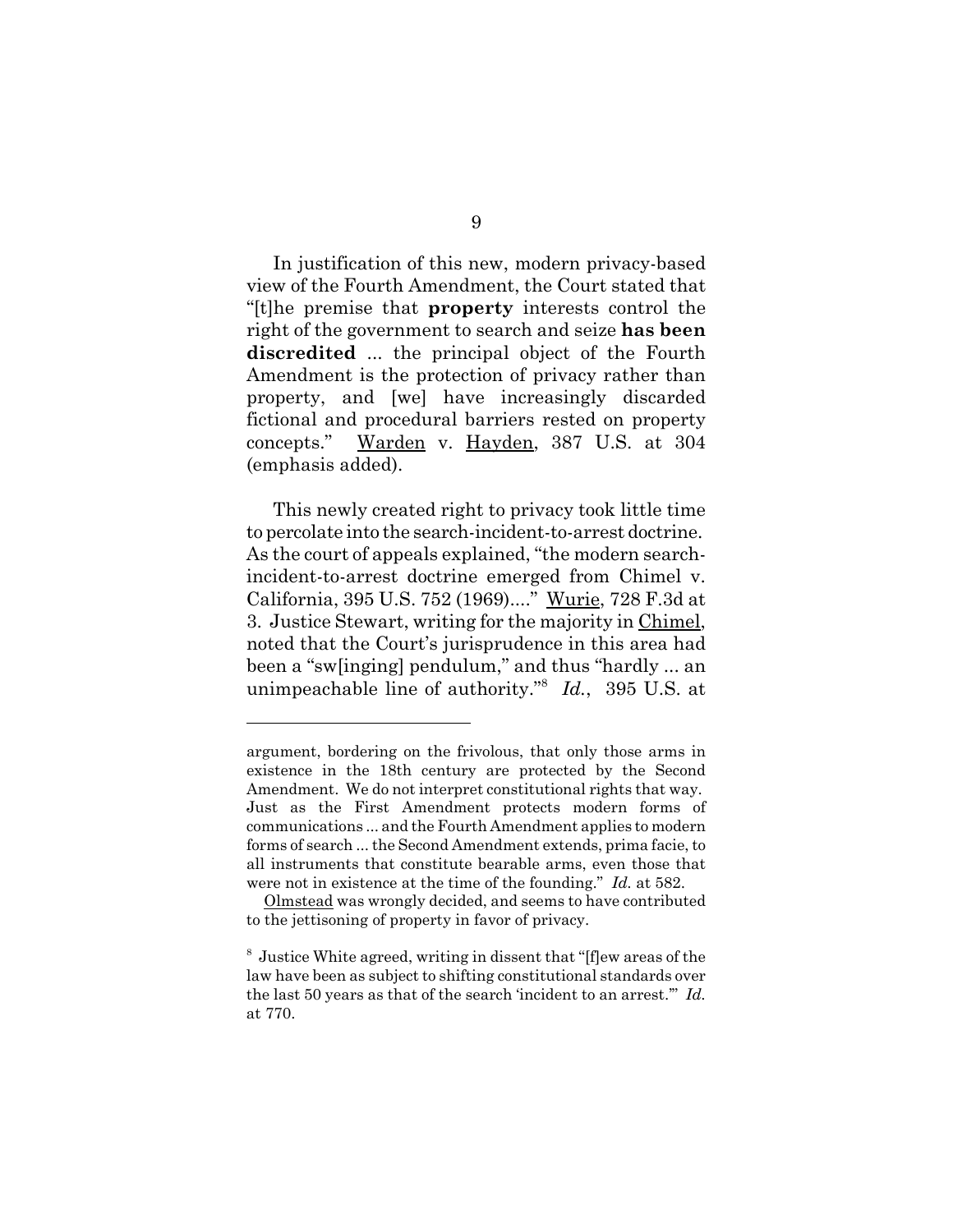In justification of this new, modern privacy-based view of the Fourth Amendment, the Court stated that "[t]he premise that **property** interests control the right of the government to search and seize **has been discredited** ... the principal object of the Fourth Amendment is the protection of privacy rather than property, and [we] have increasingly discarded fictional and procedural barriers rested on property concepts." Warden v. Hayden, 387 U.S. at 304 (emphasis added).

This newly created right to privacy took little time to percolate into the search-incident-to-arrest doctrine. As the court of appeals explained, "the modern search-incident-to-arrest doctrine emerged from Chimel v. California, 395 U.S. 752 (1969)...." Wurie, 728 F.3d at 3. Justice Stewart, writing for the majority in Chimel, noted that the Court's jurisprudence in this area had been a "sw[inging] pendulum," and thus "hardly ... an unimpeachable line of authority."[8] *Id.*, 395 U.S. at

---

argument, bordering on the frivolous, that only those arms in existence in the 18th century are protected by the Second Amendment. We do not interpret constitutional rights that way. Just as the First Amendment protects modern forms of communications ... and the Fourth Amendment applies to modern forms of search ... the Second Amendment extends, prima facie, to all instruments that constitute bearable arms, even those that were not in existence at the time of the founding." *Id.* at 582.

Olmstead was wrongly decided, and seems to have contributed to the jettisoning of property in favor of privacy.

[8] Justice White agreed, writing in dissent that "[f]ew areas of the law have been as subject to shifting constitutional standards over the last 50 years as that of the search 'incident to an arrest.'" *Id.* at 770.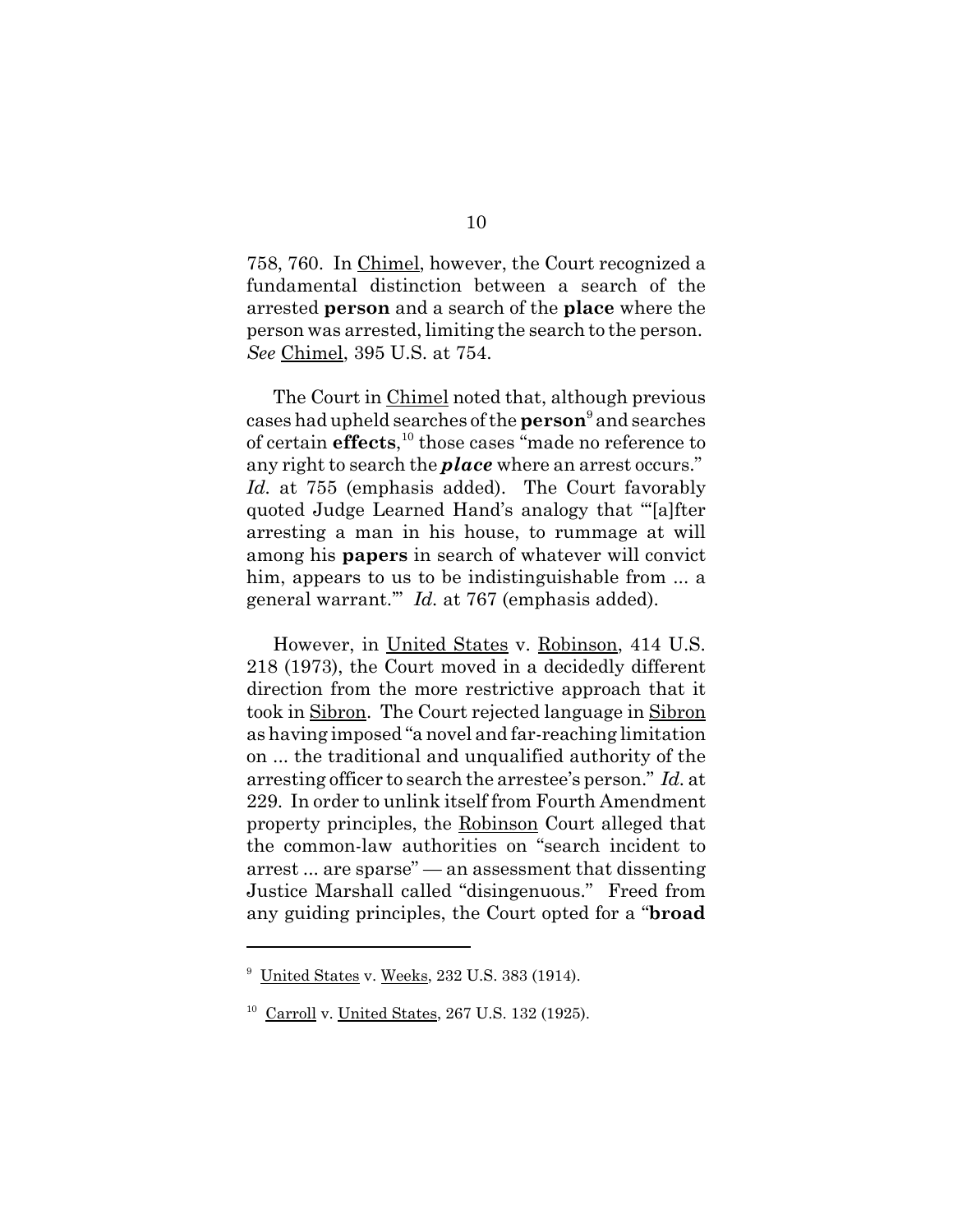758, 760. In Chimel, however, the Court recognized a fundamental distinction between a search of the arrested **person** and a search of the **place** where the person was arrested, limiting the search to the person. *See* Chimel, 395 U.S. at 754.

The Court in Chimel noted that, although previous cases had upheld searches of the **person**[9] and searches of certain **effects**,[10] those cases "made no reference to any right to search the ***place*** where an arrest occurs." *Id.* at 755 (emphasis added). The Court favorably quoted Judge Learned Hand's analogy that "'[a]fter arresting a man in his house, to rummage at will among his **papers** in search of whatever will convict him, appears to us to be indistinguishable from ... a general warrant.'" *Id.* at 767 (emphasis added).

However, in United States v. Robinson, 414 U.S. 218 (1973), the Court moved in a decidedly different direction from the more restrictive approach that it took in Sibron. The Court rejected language in Sibron as having imposed "a novel and far-reaching limitation on ... the traditional and unqualified authority of the arresting officer to search the arrestee's person." *Id.* at 229. In order to unlink itself from Fourth Amendment property principles, the Robinson Court alleged that the common-law authorities on "search incident to arrest ... are sparse" — an assessment that dissenting Justice Marshall called "disingenuous." Freed from any guiding principles, the Court opted for a "**broad**

---

[9] United States v. Weeks, 232 U.S. 383 (1914).

[10] Carroll v. United States, 267 U.S. 132 (1925).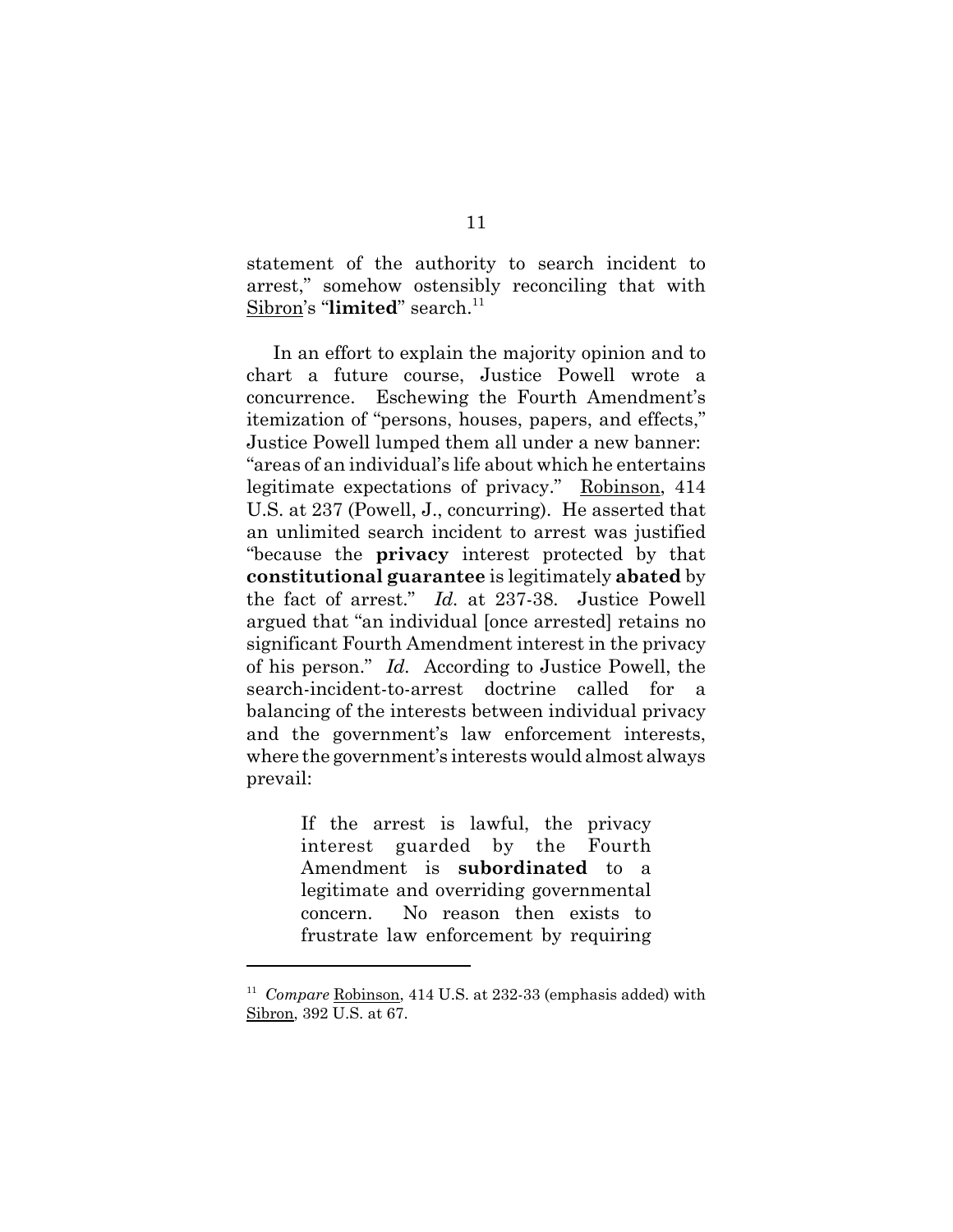statement of the authority to search incident to arrest," somehow ostensibly reconciling that with <u>Sibron</u>'s "**limited**" search.[11]

In an effort to explain the majority opinion and to chart a future course, Justice Powell wrote a concurrence. Eschewing the Fourth Amendment's itemization of "persons, houses, papers, and effects," Justice Powell lumped them all under a new banner: "areas of an individual's life about which he entertains legitimate expectations of privacy." <u>Robinson</u>, 414 U.S. at 237 (Powell, J., concurring). He asserted that an unlimited search incident to arrest was justified "because the **privacy** interest protected by that **constitutional guarantee** is legitimately **abated** by the fact of arrest." *Id.* at 237-38. Justice Powell argued that "an individual [once arrested] retains no significant Fourth Amendment interest in the privacy of his person." *Id.* According to Justice Powell, the search-incident-to-arrest doctrine called for a balancing of the interests between individual privacy and the government's law enforcement interests, where the government's interests would almost always prevail:

> If the arrest is lawful, the privacy interest guarded by the Fourth Amendment is **subordinated** to a legitimate and overriding governmental concern. No reason then exists to frustrate law enforcement by requiring

---

[11] *Compare* <u>Robinson</u>, 414 U.S. at 232-33 (emphasis added) with <u>Sibron</u>, 392 U.S. at 67.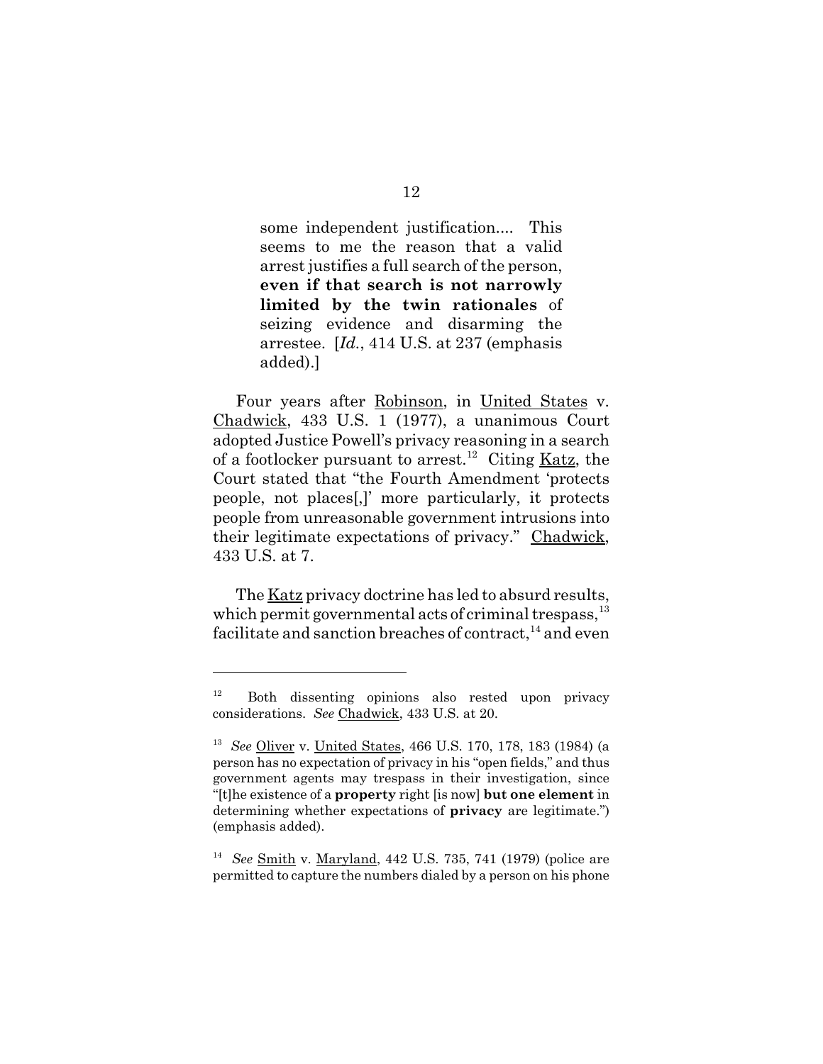> some independent justification.... This seems to me the reason that a valid arrest justifies a full search of the person, **even if that search is not narrowly limited by the twin rationales** of seizing evidence and disarming the arrestee. [*Id.*, 414 U.S. at 237 (emphasis added).]

Four years after Robinson, in United States v. Chadwick, 433 U.S. 1 (1977), a unanimous Court adopted Justice Powell's privacy reasoning in a search of a footlocker pursuant to arrest.[12] Citing Katz, the Court stated that "the Fourth Amendment 'protects people, not places[,]' more particularly, it protects people from unreasonable government intrusions into their legitimate expectations of privacy." Chadwick, 433 U.S. at 7.

The Katz privacy doctrine has led to absurd results, which permit governmental acts of criminal trespass,[13] facilitate and sanction breaches of contract,[14] and even

---

[12] Both dissenting opinions also rested upon privacy considerations. *See* Chadwick, 433 U.S. at 20.

[13] *See* Oliver v. United States, 466 U.S. 170, 178, 183 (1984) (a person has no expectation of privacy in his "open fields," and thus government agents may trespass in their investigation, since "[t]he existence of a **property** right [is now] **but one element** in determining whether expectations of **privacy** are legitimate.") (emphasis added).

[14] *See* Smith v. Maryland, 442 U.S. 735, 741 (1979) (police are permitted to capture the numbers dialed by a person on his phone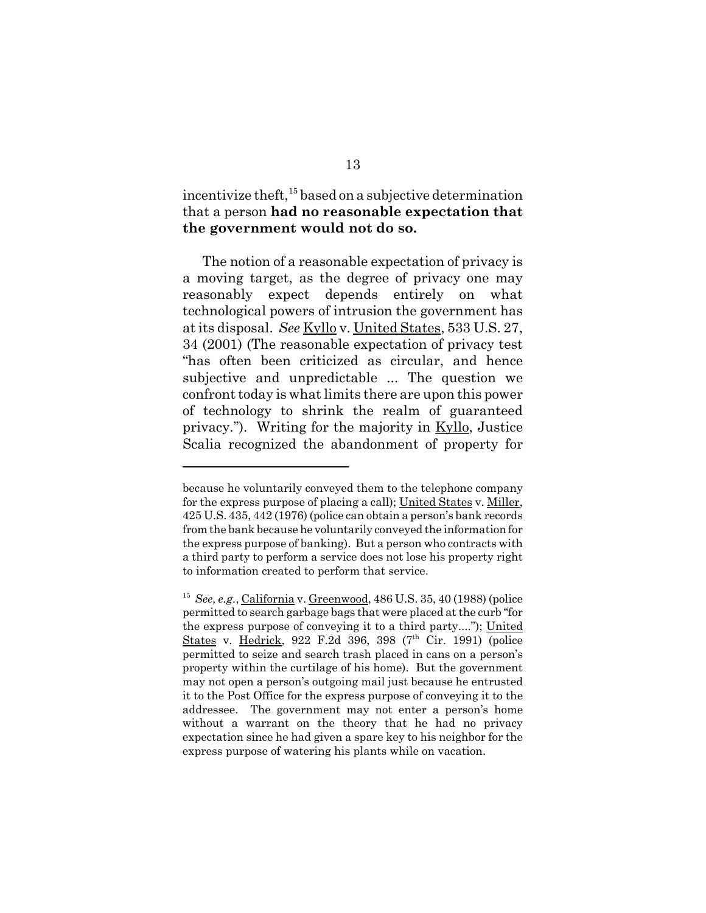incentivize theft,[15] based on a subjective determination that a person **had no reasonable expectation that the government would not do so.**

The notion of a reasonable expectation of privacy is a moving target, as the degree of privacy one may reasonably expect depends entirely on what technological powers of intrusion the government has at its disposal. *See* Kyllo v. United States, 533 U.S. 27, 34 (2001) (The reasonable expectation of privacy test "has often been criticized as circular, and hence subjective and unpredictable ... The question we confront today is what limits there are upon this power of technology to shrink the realm of guaranteed privacy."). Writing for the majority in Kyllo, Justice Scalia recognized the abandonment of property for

---

because he voluntarily conveyed them to the telephone company for the express purpose of placing a call); United States v. Miller, 425 U.S. 435, 442 (1976) (police can obtain a person's bank records from the bank because he voluntarily conveyed the information for the express purpose of banking). But a person who contracts with a third party to perform a service does not lose his property right to information created to perform that service.

[15] *See, e.g.*, California v. Greenwood, 486 U.S. 35, 40 (1988) (police permitted to search garbage bags that were placed at the curb "for the express purpose of conveying it to a third party...."); United States v. Hedrick, 922 F.2d 396, 398 (7th Cir. 1991) (police permitted to seize and search trash placed in cans on a person's property within the curtilage of his home). But the government may not open a person's outgoing mail just because he entrusted it to the Post Office for the express purpose of conveying it to the addressee. The government may not enter a person's home without a warrant on the theory that he had no privacy expectation since he had given a spare key to his neighbor for the express purpose of watering his plants while on vacation.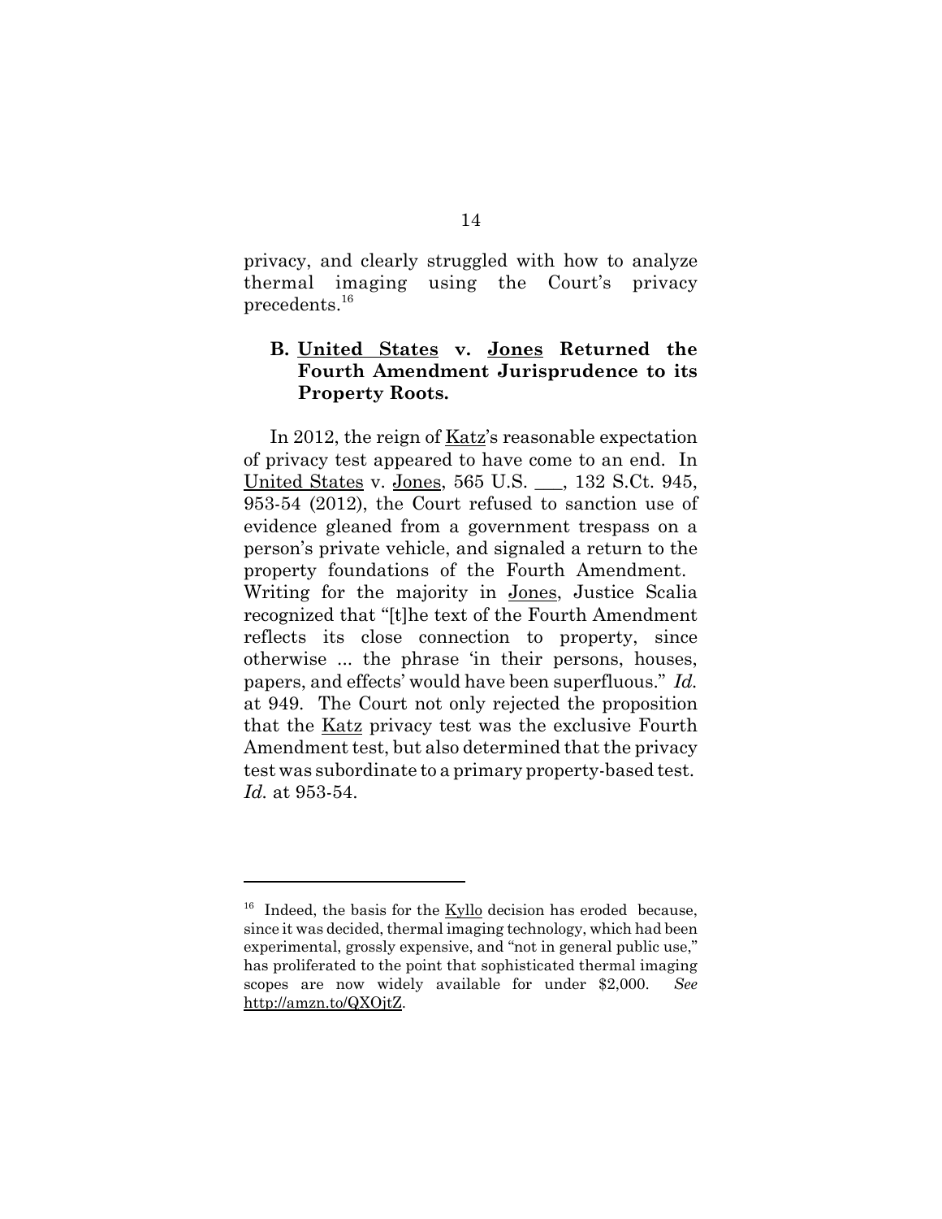privacy, and clearly struggled with how to analyze thermal imaging using the Court's privacy precedents.[16]

### B. United States v. Jones Returned the Fourth Amendment Jurisprudence to its Property Roots.

In 2012, the reign of Katz's reasonable expectation of privacy test appeared to have come to an end. In United States v. Jones, 565 U.S. ___, 132 S.Ct. 945, 953-54 (2012), the Court refused to sanction use of evidence gleaned from a government trespass on a person's private vehicle, and signaled a return to the property foundations of the Fourth Amendment. Writing for the majority in Jones, Justice Scalia recognized that "[t]he text of the Fourth Amendment reflects its close connection to property, since otherwise ... the phrase 'in their persons, houses, papers, and effects' would have been superfluous." *Id.* at 949. The Court not only rejected the proposition that the Katz privacy test was the exclusive Fourth Amendment test, but also determined that the privacy test was subordinate to a primary property-based test. *Id.* at 953-54.

---

[16] Indeed, the basis for the Kyllo decision has eroded because, since it was decided, thermal imaging technology, which had been experimental, grossly expensive, and "not in general public use," has proliferated to the point that sophisticated thermal imaging scopes are now widely available for under $2,000. *See* http://amzn.to/QXOjtZ.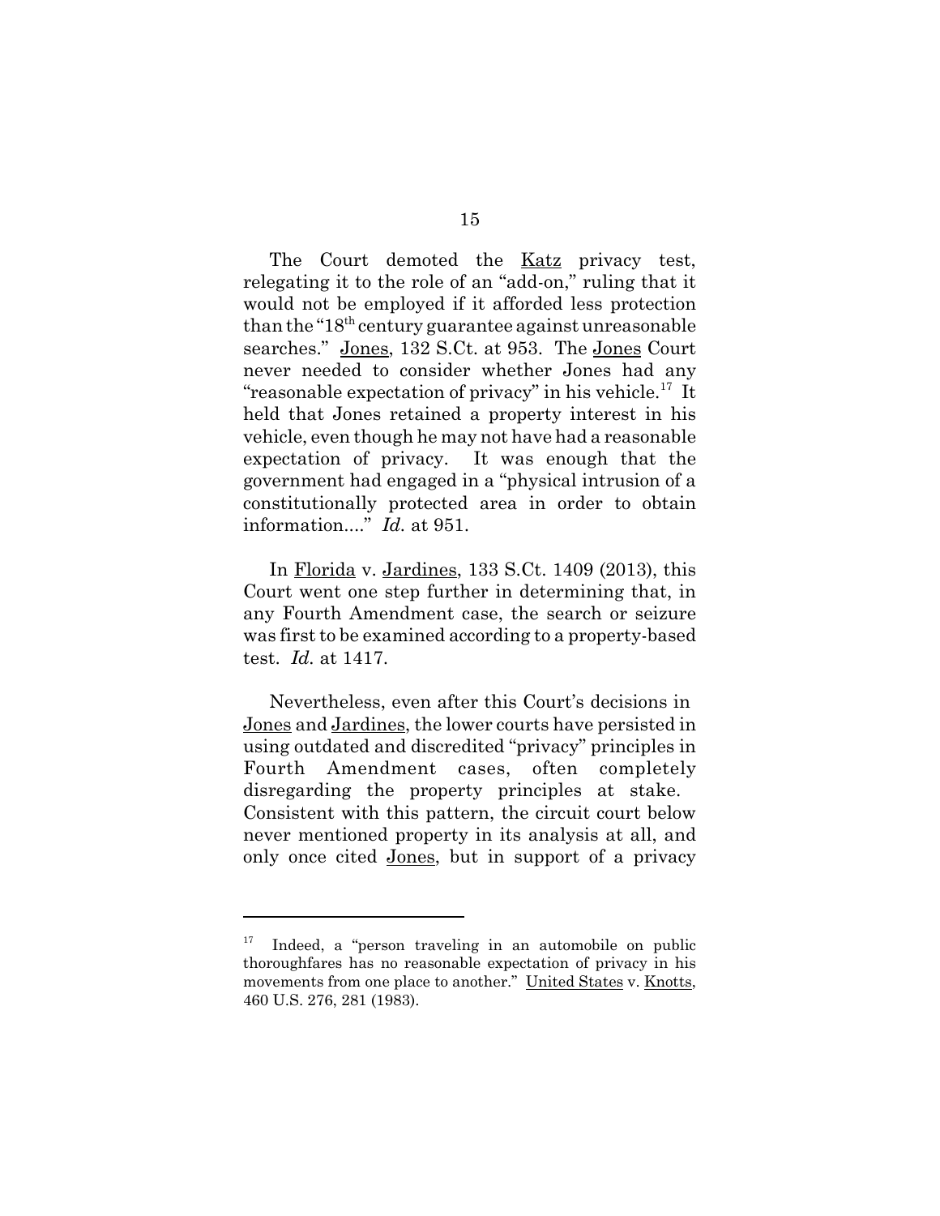The Court demoted the Katz privacy test, relegating it to the role of an "add-on," ruling that it would not be employed if it afforded less protection than the "18th century guarantee against unreasonable searches." Jones, 132 S.Ct. at 953. The Jones Court never needed to consider whether Jones had any "reasonable expectation of privacy" in his vehicle.[17] It held that Jones retained a property interest in his vehicle, even though he may not have had a reasonable expectation of privacy. It was enough that the government had engaged in a "physical intrusion of a constitutionally protected area in order to obtain information...." *Id.* at 951.

In Florida v. Jardines, 133 S.Ct. 1409 (2013), this Court went one step further in determining that, in any Fourth Amendment case, the search or seizure was first to be examined according to a property-based test. *Id.* at 1417.

Nevertheless, even after this Court's decisions in Jones and Jardines, the lower courts have persisted in using outdated and discredited "privacy" principles in Fourth Amendment cases, often completely disregarding the property principles at stake. Consistent with this pattern, the circuit court below never mentioned property in its analysis at all, and only once cited Jones, but in support of a privacy

---

[17] Indeed, a "person traveling in an automobile on public thoroughfares has no reasonable expectation of privacy in his movements from one place to another." United States v. Knotts, 460 U.S. 276, 281 (1983).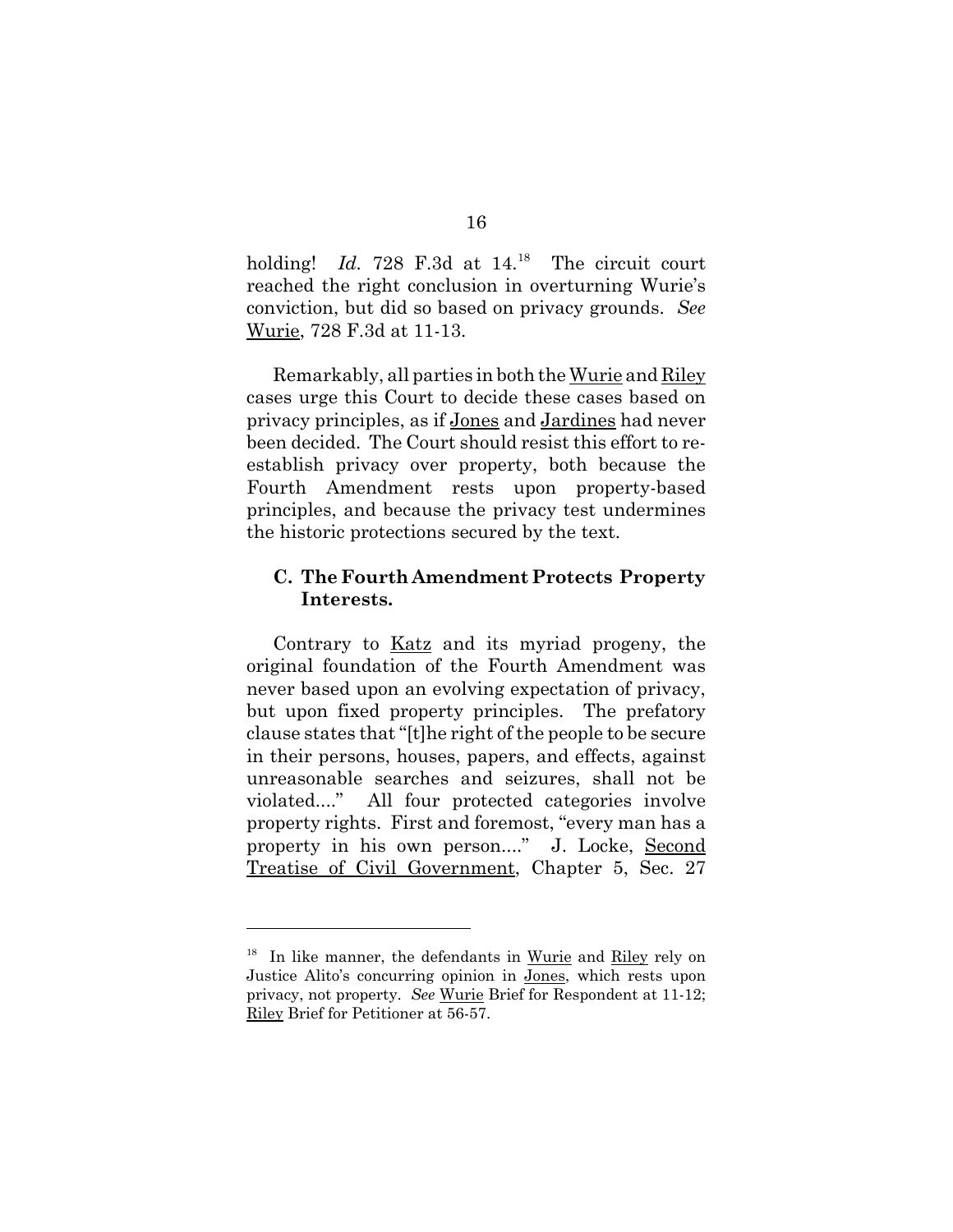holding! *Id.* 728 F.3d at 14.[18] The circuit court reached the right conclusion in overturning Wurie's conviction, but did so based on privacy grounds. *See* Wurie, 728 F.3d at 11-13.

Remarkably, all parties in both the Wurie and Riley cases urge this Court to decide these cases based on privacy principles, as if Jones and Jardines had never been decided. The Court should resist this effort to re-establish privacy over property, both because the Fourth Amendment rests upon property-based principles, and because the privacy test undermines the historic protections secured by the text.

### C. The Fourth Amendment Protects Property Interests.

Contrary to Katz and its myriad progeny, the original foundation of the Fourth Amendment was never based upon an evolving expectation of privacy, but upon fixed property principles. The prefatory clause states that "[t]he right of the people to be secure in their persons, houses, papers, and effects, against unreasonable searches and seizures, shall not be violated...." All four protected categories involve property rights. First and foremost, "every man has a property in his own person...." J. Locke, Second Treatise of Civil Government, Chapter 5, Sec. 27

---

[18] In like manner, the defendants in Wurie and Riley rely on Justice Alito's concurring opinion in Jones, which rests upon privacy, not property. *See* Wurie Brief for Respondent at 11-12; Riley Brief for Petitioner at 56-57.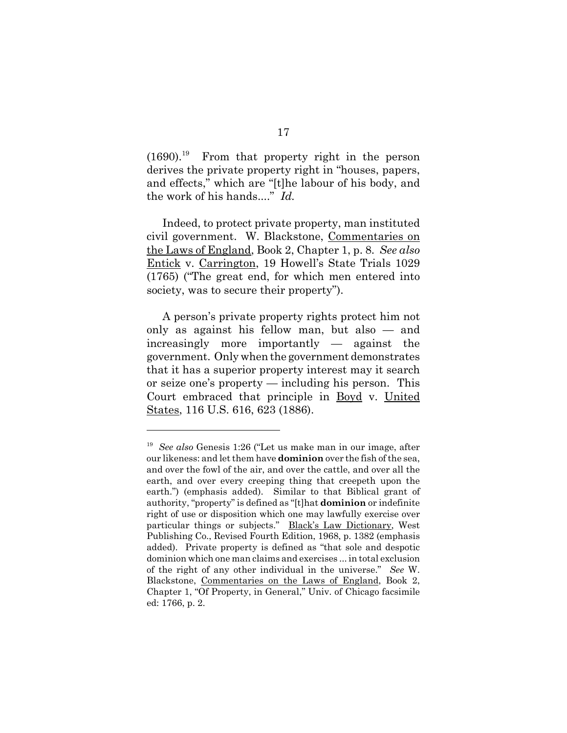(1690).[19] From that property right in the person derives the private property right in "houses, papers, and effects," which are "[t]he labour of his body, and the work of his hands...." *Id.*

Indeed, to protect private property, man instituted civil government. W. Blackstone, Commentaries on the Laws of England, Book 2, Chapter 1, p. 8. *See also* Entick v. Carrington, 19 Howell's State Trials 1029 (1765) ("The great end, for which men entered into society, was to secure their property").

A person's private property rights protect him not only as against his fellow man, but also — and increasingly more importantly — against the government. Only when the government demonstrates that it has a superior property interest may it search or seize one's property — including his person. This Court embraced that principle in Boyd v. United States, 116 U.S. 616, 623 (1886).

---

[19] *See also* Genesis 1:26 ("Let us make man in our image, after our likeness: and let them have **dominion** over the fish of the sea, and over the fowl of the air, and over the cattle, and over all the earth, and over every creeping thing that creepeth upon the earth.") (emphasis added). Similar to that Biblical grant of authority, "property" is defined as "[t]hat **dominion** or indefinite right of use or disposition which one may lawfully exercise over particular things or subjects." Black's Law Dictionary, West Publishing Co., Revised Fourth Edition, 1968, p. 1382 (emphasis added). Private property is defined as "that sole and despotic dominion which one man claims and exercises ... in total exclusion of the right of any other individual in the universe." *See* W. Blackstone, Commentaries on the Laws of England, Book 2, Chapter 1, "Of Property, in General," Univ. of Chicago facsimile ed: 1766, p. 2.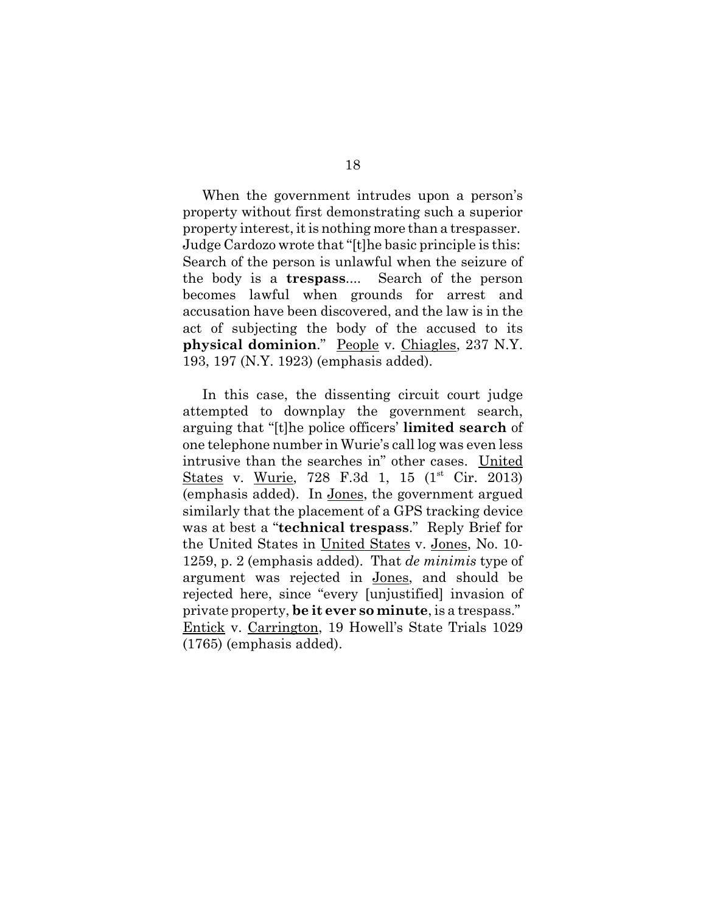When the government intrudes upon a person's property without first demonstrating such a superior property interest, it is nothing more than a trespasser. Judge Cardozo wrote that "[t]he basic principle is this: Search of the person is unlawful when the seizure of the body is a **trespass**.... Search of the person becomes lawful when grounds for arrest and accusation have been discovered, and the law is in the act of subjecting the body of the accused to its **physical dominion**." People v. Chiagles, 237 N.Y. 193, 197 (N.Y. 1923) (emphasis added).

In this case, the dissenting circuit court judge attempted to downplay the government search, arguing that "[t]he police officers' **limited search** of one telephone number in Wurie's call log was even less intrusive than the searches in" other cases. United States v. Wurie, 728 F.3d 1, 15 (1st Cir. 2013) (emphasis added). In Jones, the government argued similarly that the placement of a GPS tracking device was at best a "**technical trespass**." Reply Brief for the United States in United States v. Jones, No. 10-1259, p. 2 (emphasis added). That *de minimis* type of argument was rejected in Jones, and should be rejected here, since "every [unjustified] invasion of private property, **be it ever so minute**, is a trespass." Entick v. Carrington, 19 Howell's State Trials 1029 (1765) (emphasis added).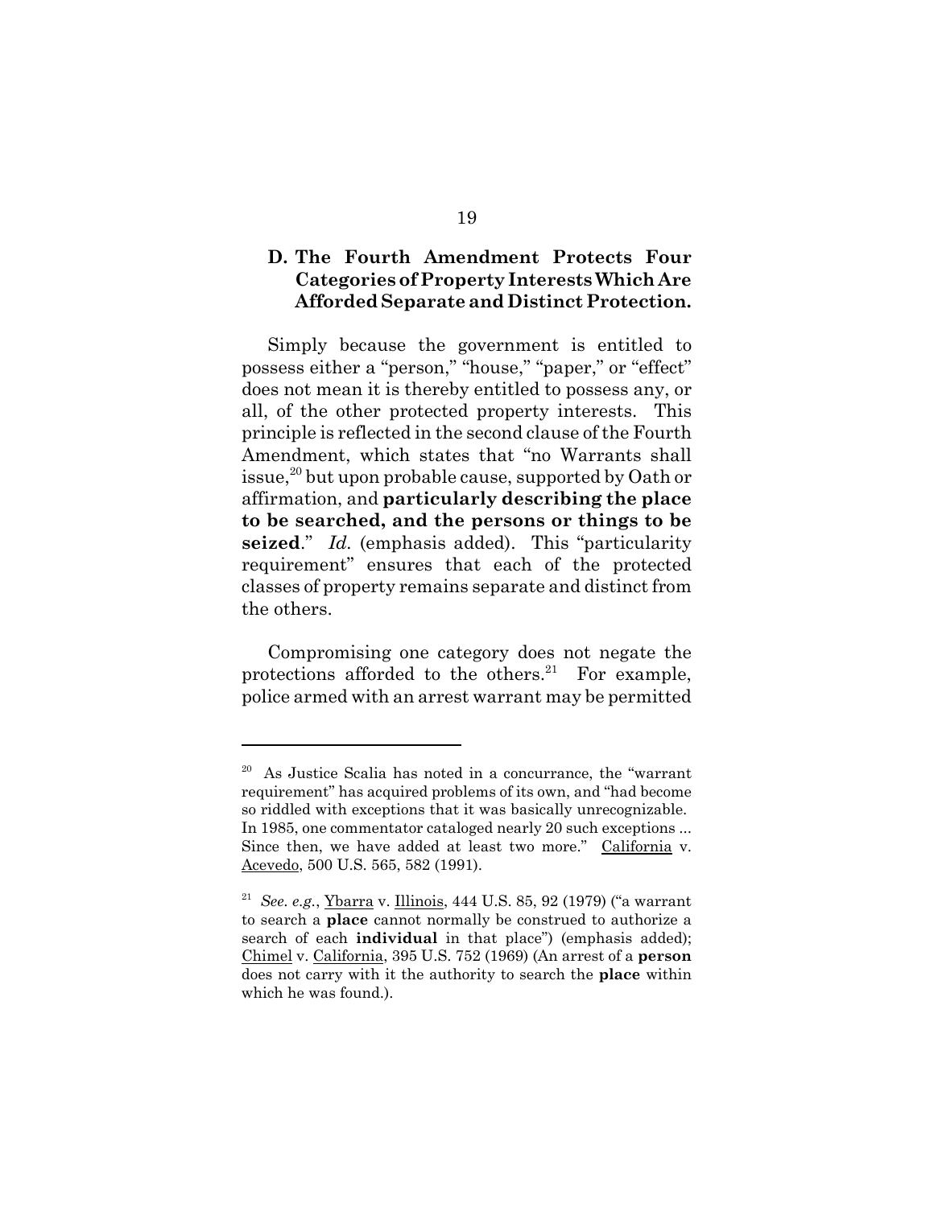### D. The Fourth Amendment Protects Four Categories of Property Interests Which Are Afforded Separate and Distinct Protection.

Simply because the government is entitled to possess either a "person," "house," "paper," or "effect" does not mean it is thereby entitled to possess any, or all, of the other protected property interests. This principle is reflected in the second clause of the Fourth Amendment, which states that "no Warrants shall issue,[20] but upon probable cause, supported by Oath or affirmation, and **particularly describing the place to be searched, and the persons or things to be seized**." *Id.* (emphasis added). This "particularity requirement" ensures that each of the protected classes of property remains separate and distinct from the others.

Compromising one category does not negate the protections afforded to the others.[21] For example, police armed with an arrest warrant may be permitted

---

[20] As Justice Scalia has noted in a concurrance, the "warrant requirement" has acquired problems of its own, and "had become so riddled with exceptions that it was basically unrecognizable. In 1985, one commentator cataloged nearly 20 such exceptions ... Since then, we have added at least two more." California v. Acevedo, 500 U.S. 565, 582 (1991).

[21] *See. e.g.*, Ybarra v. Illinois, 444 U.S. 85, 92 (1979) ("a warrant to search a **place** cannot normally be construed to authorize a search of each **individual** in that place") (emphasis added); Chimel v. California, 395 U.S. 752 (1969) (An arrest of a **person** does not carry with it the authority to search the **place** within which he was found.).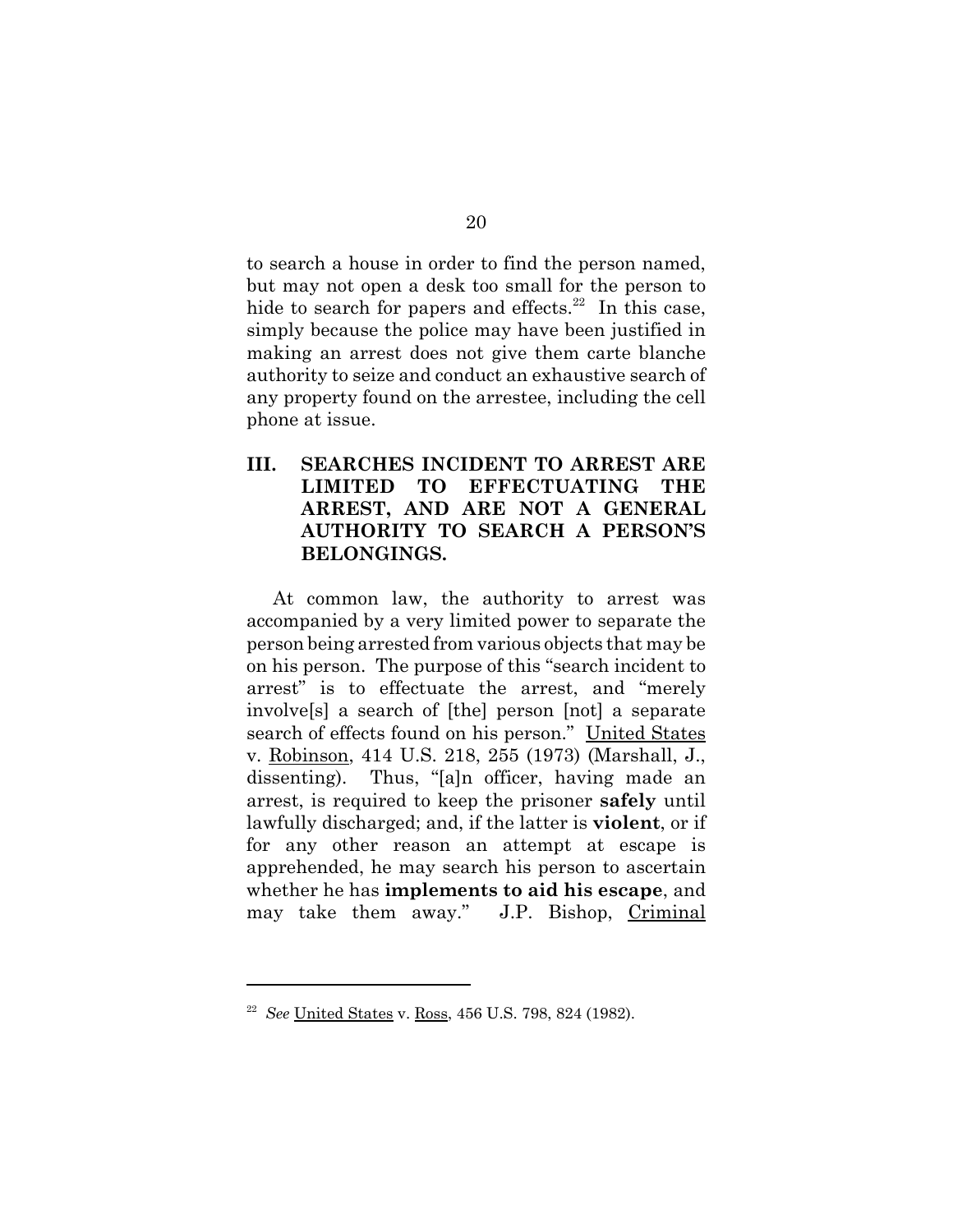to search a house in order to find the person named, but may not open a desk too small for the person to hide to search for papers and effects.[22] In this case, simply because the police may have been justified in making an arrest does not give them carte blanche authority to seize and conduct an exhaustive search of any property found on the arrestee, including the cell phone at issue.

## III. SEARCHES INCIDENT TO ARREST ARE LIMITED TO EFFECTUATING THE ARREST, AND ARE NOT A GENERAL AUTHORITY TO SEARCH A PERSON'S BELONGINGS.

At common law, the authority to arrest was accompanied by a very limited power to separate the person being arrested from various objects that may be on his person. The purpose of this "search incident to arrest" is to effectuate the arrest, and "merely involve[s] a search of [the] person [not] a separate search of effects found on his person." United States v. Robinson, 414 U.S. 218, 255 (1973) (Marshall, J., dissenting). Thus, "[a]n officer, having made an arrest, is required to keep the prisoner **safely** until lawfully discharged; and, if the latter is **violent**, or if for any other reason an attempt at escape is apprehended, he may search his person to ascertain whether he has **implements to aid his escape**, and may take them away." J.P. Bishop, Criminal

---

[22] *See* United States v. Ross, 456 U.S. 798, 824 (1982).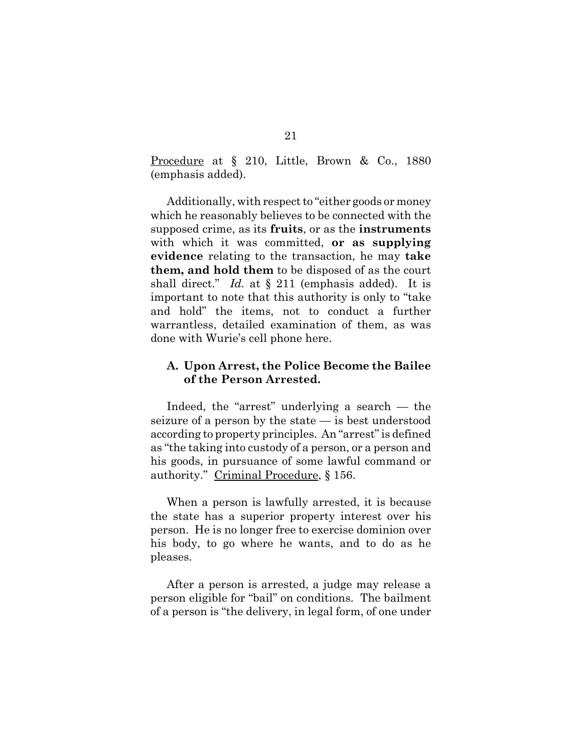Procedure at § 210, Little, Brown & Co., 1880 (emphasis added).

Additionally, with respect to "either goods or money which he reasonably believes to be connected with the supposed crime, as its **fruits**, or as the **instruments** with which it was committed, **or as supplying evidence** relating to the transaction, he may **take them, and hold them** to be disposed of as the court shall direct." *Id.* at § 211 (emphasis added). It is important to note that this authority is only to "take and hold" the items, not to conduct a further warrantless, detailed examination of them, as was done with Wurie's cell phone here.

### A. Upon Arrest, the Police Become the Bailee of the Person Arrested.

Indeed, the "arrest" underlying a search — the seizure of a person by the state — is best understood according to property principles. An "arrest" is defined as "the taking into custody of a person, or a person and his goods, in pursuance of some lawful command or authority." Criminal Procedure, § 156.

When a person is lawfully arrested, it is because the state has a superior property interest over his person. He is no longer free to exercise dominion over his body, to go where he wants, and to do as he pleases.

After a person is arrested, a judge may release a person eligible for "bail" on conditions. The bailment of a person is "the delivery, in legal form, of one under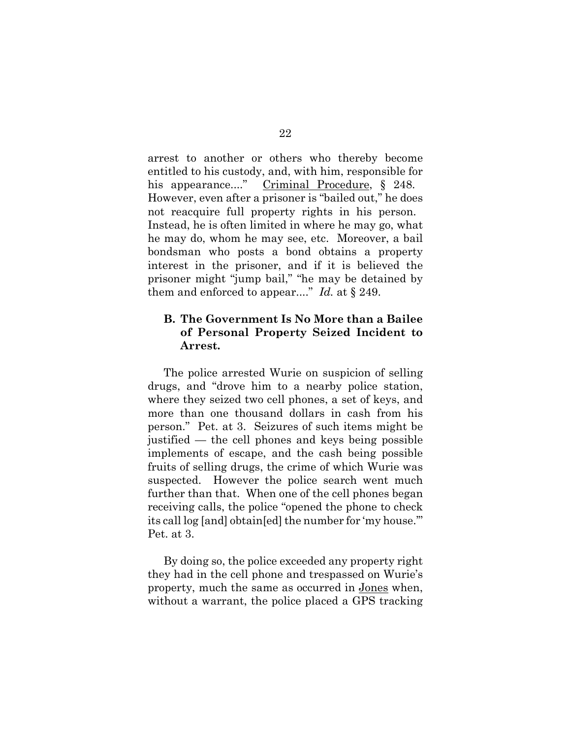arrest to another or others who thereby become entitled to his custody, and, with him, responsible for his appearance...." Criminal Procedure, § 248. However, even after a prisoner is "bailed out," he does not reacquire full property rights in his person. Instead, he is often limited in where he may go, what he may do, whom he may see, etc. Moreover, a bail bondsman who posts a bond obtains a property interest in the prisoner, and if it is believed the prisoner might "jump bail," "he may be detained by them and enforced to appear...." *Id.* at § 249.

### B. The Government Is No More than a Bailee of Personal Property Seized Incident to Arrest.

The police arrested Wurie on suspicion of selling drugs, and "drove him to a nearby police station, where they seized two cell phones, a set of keys, and more than one thousand dollars in cash from his person." Pet. at 3. Seizures of such items might be justified — the cell phones and keys being possible implements of escape, and the cash being possible fruits of selling drugs, the crime of which Wurie was suspected. However the police search went much further than that. When one of the cell phones began receiving calls, the police "opened the phone to check its call log [and] obtain[ed] the number for 'my house.'" Pet. at 3.

By doing so, the police exceeded any property right they had in the cell phone and trespassed on Wurie's property, much the same as occurred in Jones when, without a warrant, the police placed a GPS tracking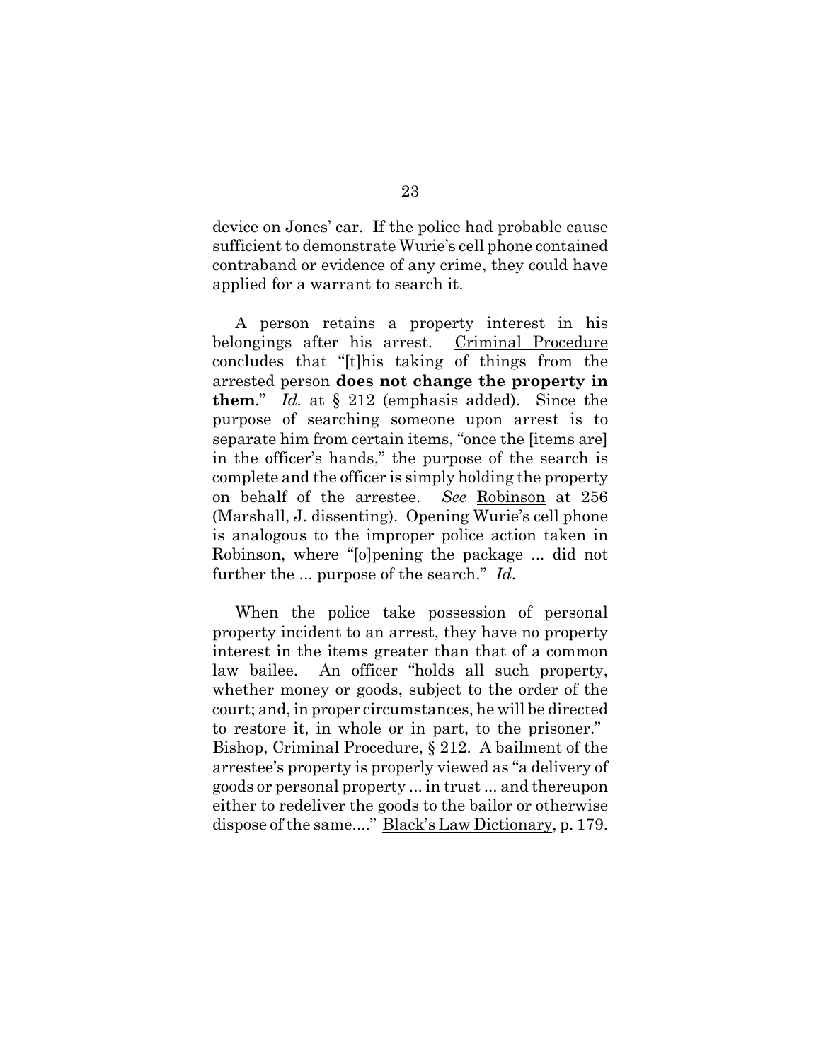device on Jones' car. If the police had probable cause sufficient to demonstrate Wurie's cell phone contained contraband or evidence of any crime, they could have applied for a warrant to search it.

A person retains a property interest in his belongings after his arrest. Criminal Procedure concludes that "[t]his taking of things from the arrested person **does not change the property in them**." *Id.* at § 212 (emphasis added). Since the purpose of searching someone upon arrest is to separate him from certain items, "once the [items are] in the officer's hands," the purpose of the search is complete and the officer is simply holding the property on behalf of the arrestee. *See* Robinson at 256 (Marshall, J. dissenting). Opening Wurie's cell phone is analogous to the improper police action taken in Robinson, where "[o]pening the package ... did not further the ... purpose of the search." *Id.*

When the police take possession of personal property incident to an arrest, they have no property interest in the items greater than that of a common law bailee. An officer "holds all such property, whether money or goods, subject to the order of the court; and, in proper circumstances, he will be directed to restore it, in whole or in part, to the prisoner." Bishop, Criminal Procedure, § 212. A bailment of the arrestee's property is properly viewed as "a delivery of goods or personal property ... in trust ... and thereupon either to redeliver the goods to the bailor or otherwise dispose of the same...." Black's Law Dictionary, p. 179.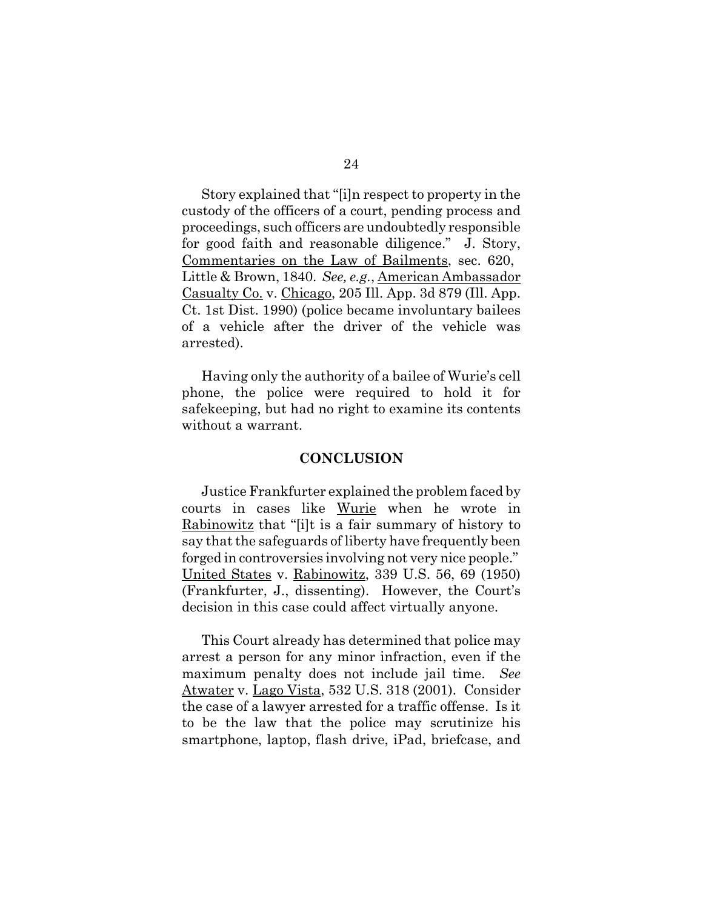Story explained that "[i]n respect to property in the custody of the officers of a court, pending process and proceedings, such officers are undoubtedly responsible for good faith and reasonable diligence." J. Story, Commentaries on the Law of Bailments, sec. 620, Little & Brown, 1840. *See, e.g.*, American Ambassador Casualty Co. v. Chicago, 205 Ill. App. 3d 879 (Ill. App. Ct. 1st Dist. 1990) (police became involuntary bailees of a vehicle after the driver of the vehicle was arrested).

Having only the authority of a bailee of Wurie's cell phone, the police were required to hold it for safekeeping, but had no right to examine its contents without a warrant.

## CONCLUSION

Justice Frankfurter explained the problem faced by courts in cases like Wurie when he wrote in Rabinowitz that "[i]t is a fair summary of history to say that the safeguards of liberty have frequently been forged in controversies involving not very nice people." United States v. Rabinowitz, 339 U.S. 56, 69 (1950) (Frankfurter, J., dissenting). However, the Court's decision in this case could affect virtually anyone.

This Court already has determined that police may arrest a person for any minor infraction, even if the maximum penalty does not include jail time. *See* Atwater v. Lago Vista, 532 U.S. 318 (2001). Consider the case of a lawyer arrested for a traffic offense. Is it to be the law that the police may scrutinize his smartphone, laptop, flash drive, iPad, briefcase, and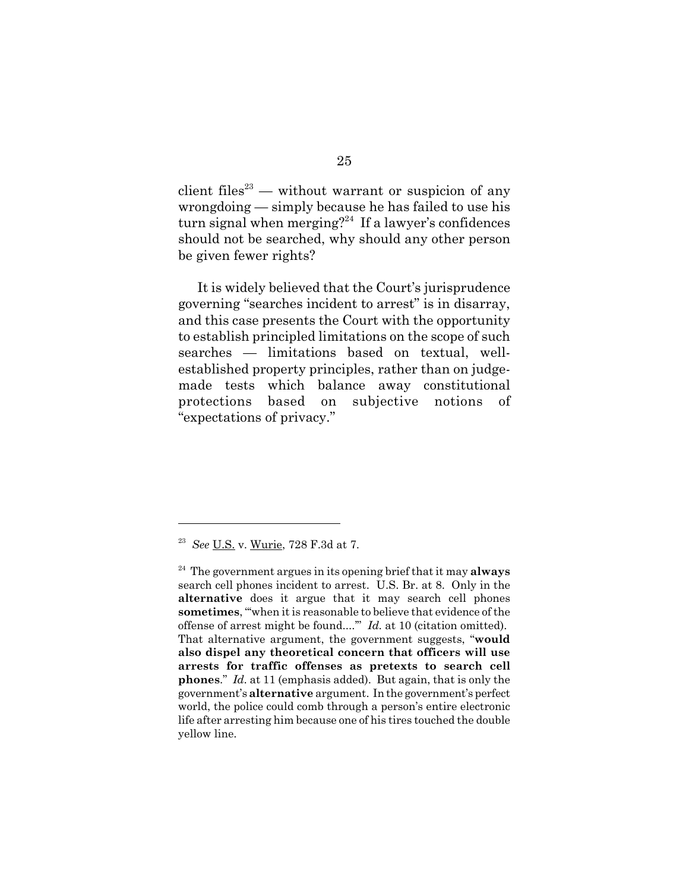client files[23] — without warrant or suspicion of any wrongdoing — simply because he has failed to use his turn signal when merging?[24] If a lawyer's confidences should not be searched, why should any other person be given fewer rights?

It is widely believed that the Court's jurisprudence governing "searches incident to arrest" is in disarray, and this case presents the Court with the opportunity to establish principled limitations on the scope of such searches — limitations based on textual, well-established property principles, rather than on judge-made tests which balance away constitutional protections based on subjective notions of "expectations of privacy."

---

[23] *See* U.S. v. Wurie, 728 F.3d at 7.

[24] The government argues in its opening brief that it may **always** search cell phones incident to arrest. U.S. Br. at 8. Only in the **alternative** does it argue that it may search cell phones **sometimes**, "'when it is reasonable to believe that evidence of the offense of arrest might be found....'" *Id.* at 10 (citation omitted). That alternative argument, the government suggests, "**would also dispel any theoretical concern that officers will use arrests for traffic offenses as pretexts to search cell phones**." *Id.* at 11 (emphasis added). But again, that is only the government's **alternative** argument. In the government's perfect world, the police could comb through a person's entire electronic life after arresting him because one of his tires touched the double yellow line.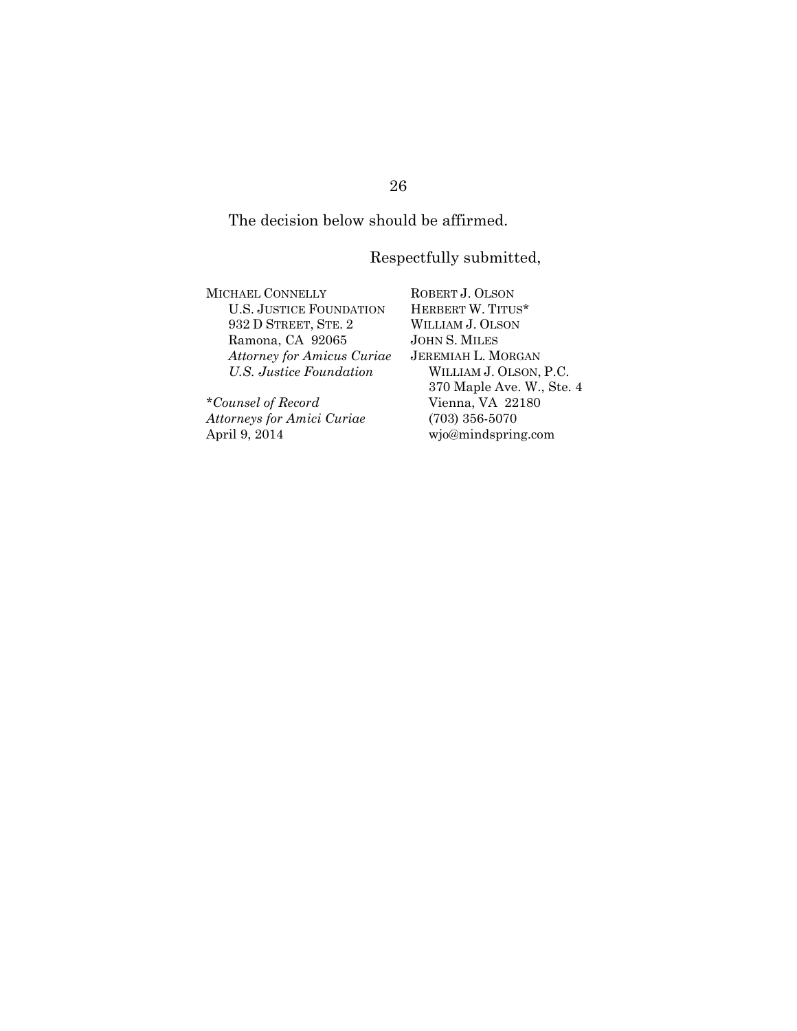The decision below should be affirmed.

Respectfully submitted,

MICHAEL CONNELLY
U.S. JUSTICE FOUNDATION
932 D STREET, STE. 2
Ramona, CA 92065
*Attorney for Amicus Curiae*
*U.S. Justice Foundation*

ROBERT J. OLSON
HERBERT W. TITUS*
WILLIAM J. OLSON
JOHN S. MILES
JEREMIAH L. MORGAN
WILLIAM J. OLSON, P.C.
370 Maple Ave. W., Ste. 4
Vienna, VA 22180
(703) 356-5070
wjo@mindspring.com

**Counsel of Record*
*Attorneys for Amici Curiae*
April 9, 2014